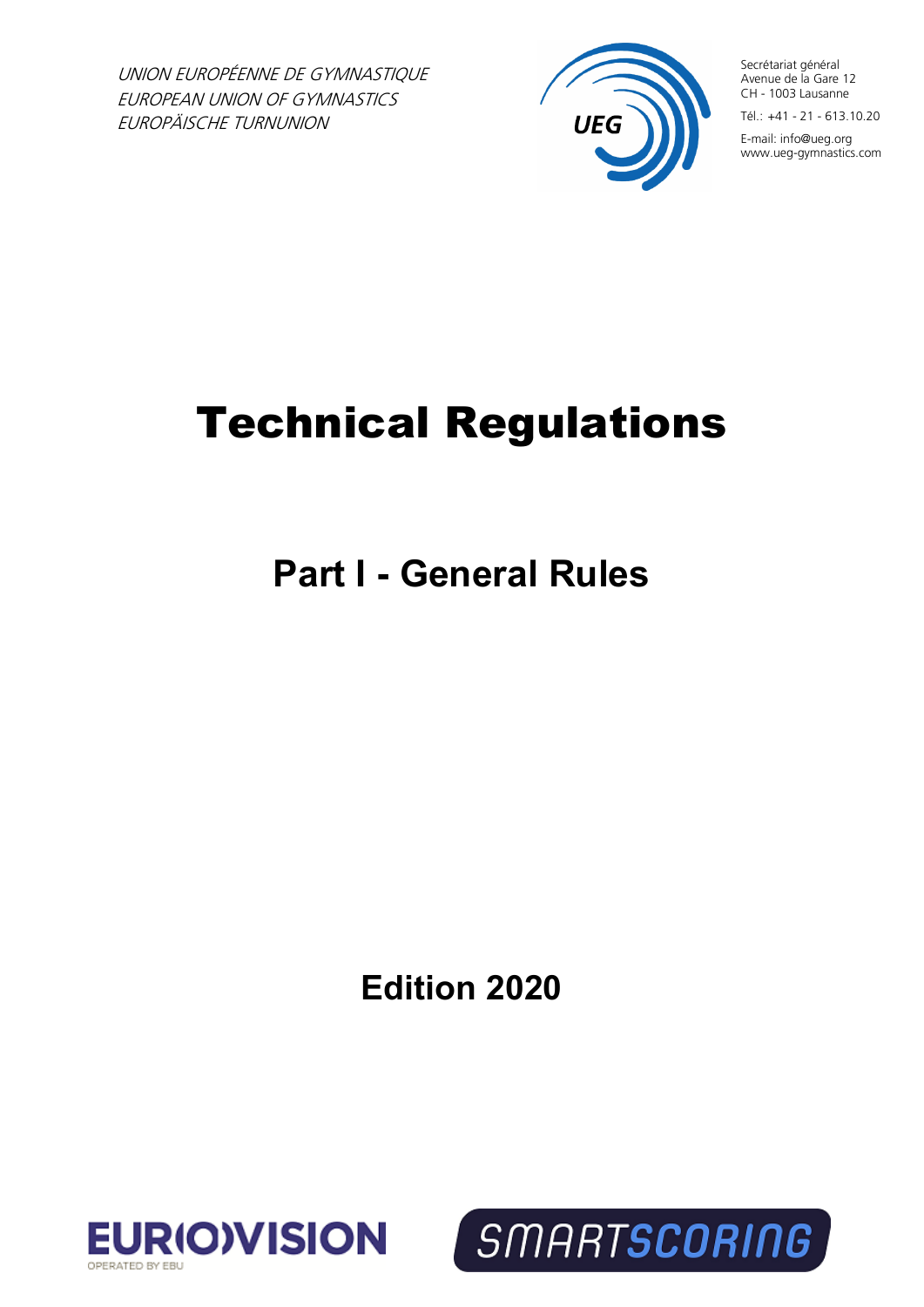*UNION EUROPÉENNE DE GYMNASTIQUE*
*EUROPEAN UNION OF GYMNASTICS*
*EUROPÄISCHE TURNUNION*

UEG

Secrétariat général
Avenue de la Gare 12
CH - 1003 Lausanne

Tél.: +41 - 21 - 613.10.20

E-mail: info@ueg.org
www.ueg-gymnastics.com

# Technical Regulations

## Part I - General Rules

**Edition 2020**

EUROVISION
OPERATED BY EBU

SMARTSCORING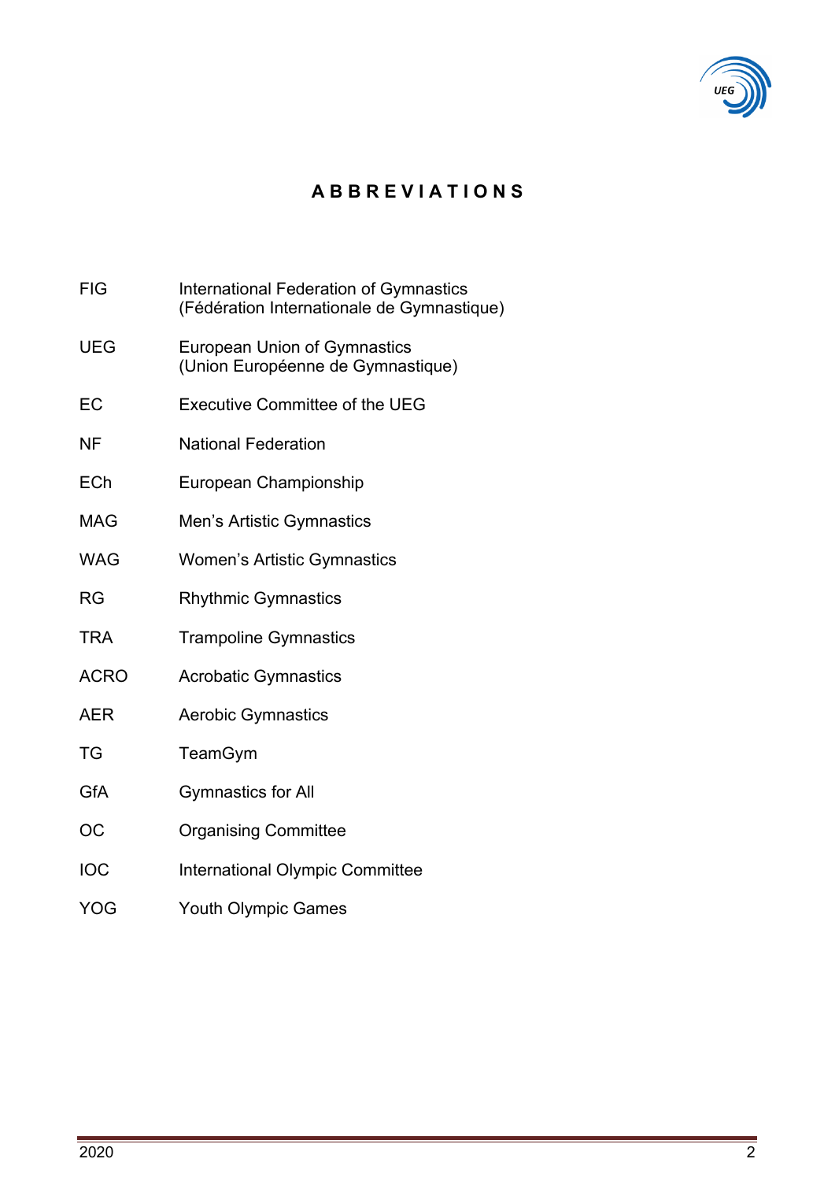# ABBREVIATIONS

| | |
|---|---|
| FIG | International Federation of Gymnastics (Fédération Internationale de Gymnastique) |
| UEG | European Union of Gymnastics (Union Européenne de Gymnastique) |
| EC | Executive Committee of the UEG |
| NF | National Federation |
| ECh | European Championship |
| MAG | Men's Artistic Gymnastics |
| WAG | Women's Artistic Gymnastics |
| RG | Rhythmic Gymnastics |
| TRA | Trampoline Gymnastics |
| ACRO | Acrobatic Gymnastics |
| AER | Aerobic Gymnastics |
| TG | TeamGym |
| GfA | Gymnastics for All |
| OC | Organising Committee |
| IOC | International Olympic Committee |
| YOG | Youth Olympic Games |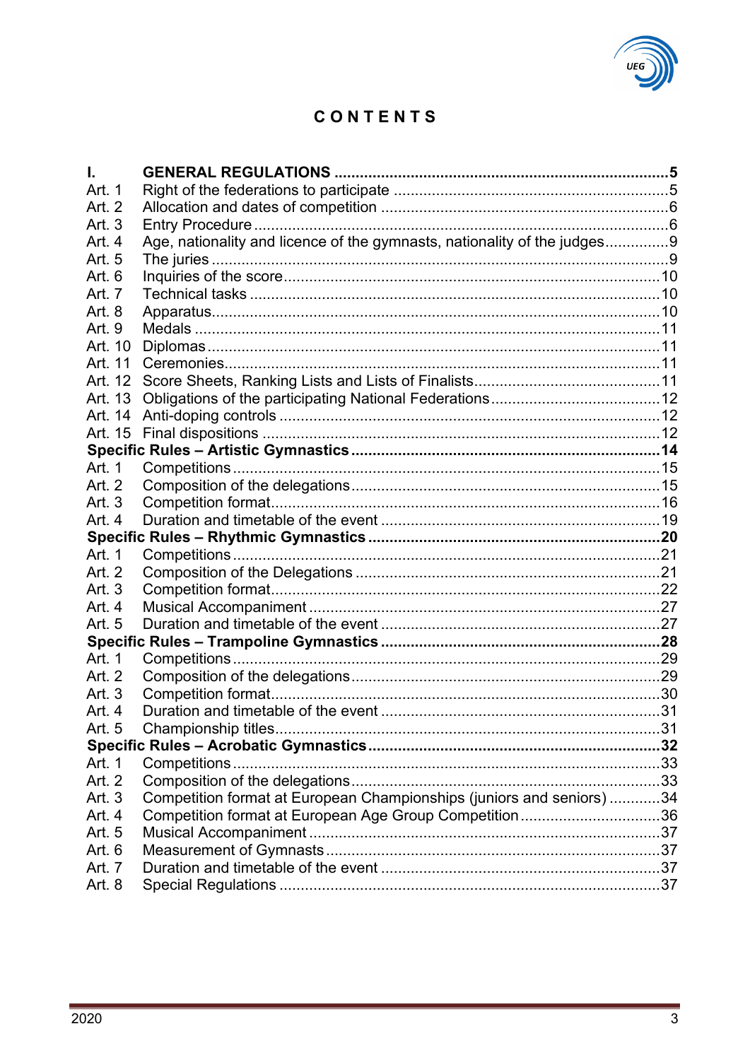# CONTENTS

| | | |
|---|---|---|
| **I.** | **GENERAL REGULATIONS** | **5** |
| Art. 1 | Right of the federations to participate | 5 |
| Art. 2 | Allocation and dates of competition | 6 |
| Art. 3 | Entry Procedure | 6 |
| Art. 4 | Age, nationality and licence of the gymnasts, nationality of the judges | 9 |
| Art. 5 | The juries | 9 |
| Art. 6 | Inquiries of the score | 10 |
| Art. 7 | Technical tasks | 10 |
| Art. 8 | Apparatus | 10 |
| Art. 9 | Medals | 11 |
| Art. 10 | Diplomas | 11 |
| Art. 11 | Ceremonies | 11 |
| Art. 12 | Score Sheets, Ranking Lists and Lists of Finalists | 11 |
| Art. 13 | Obligations of the participating National Federations | 12 |
| Art. 14 | Anti-doping controls | 12 |
| Art. 15 | Final dispositions | 12 |
| **Specific Rules – Artistic Gymnastics** | | **14** |
| Art. 1 | Competitions | 15 |
| Art. 2 | Composition of the delegations | 15 |
| Art. 3 | Competition format | 16 |
| Art. 4 | Duration and timetable of the event | 19 |
| **Specific Rules – Rhythmic Gymnastics** | | **20** |
| Art. 1 | Competitions | 21 |
| Art. 2 | Composition of the Delegations | 21 |
| Art. 3 | Competition format | 22 |
| Art. 4 | Musical Accompaniment | 27 |
| Art. 5 | Duration and timetable of the event | 27 |
| **Specific Rules – Trampoline Gymnastics** | | **28** |
| Art. 1 | Competitions | 29 |
| Art. 2 | Composition of the delegations | 29 |
| Art. 3 | Competition format | 30 |
| Art. 4 | Duration and timetable of the event | 31 |
| Art. 5 | Championship titles | 31 |
| **Specific Rules – Acrobatic Gymnastics** | | **32** |
| Art. 1 | Competitions | 33 |
| Art. 2 | Composition of the delegations | 33 |
| Art. 3 | Competition format at European Championships (juniors and seniors) | 34 |
| Art. 4 | Competition format at European Age Group Competition | 36 |
| Art. 5 | Musical Accompaniment | 37 |
| Art. 6 | Measurement of Gymnasts | 37 |
| Art. 7 | Duration and timetable of the event | 37 |
| Art. 8 | Special Regulations | 37 |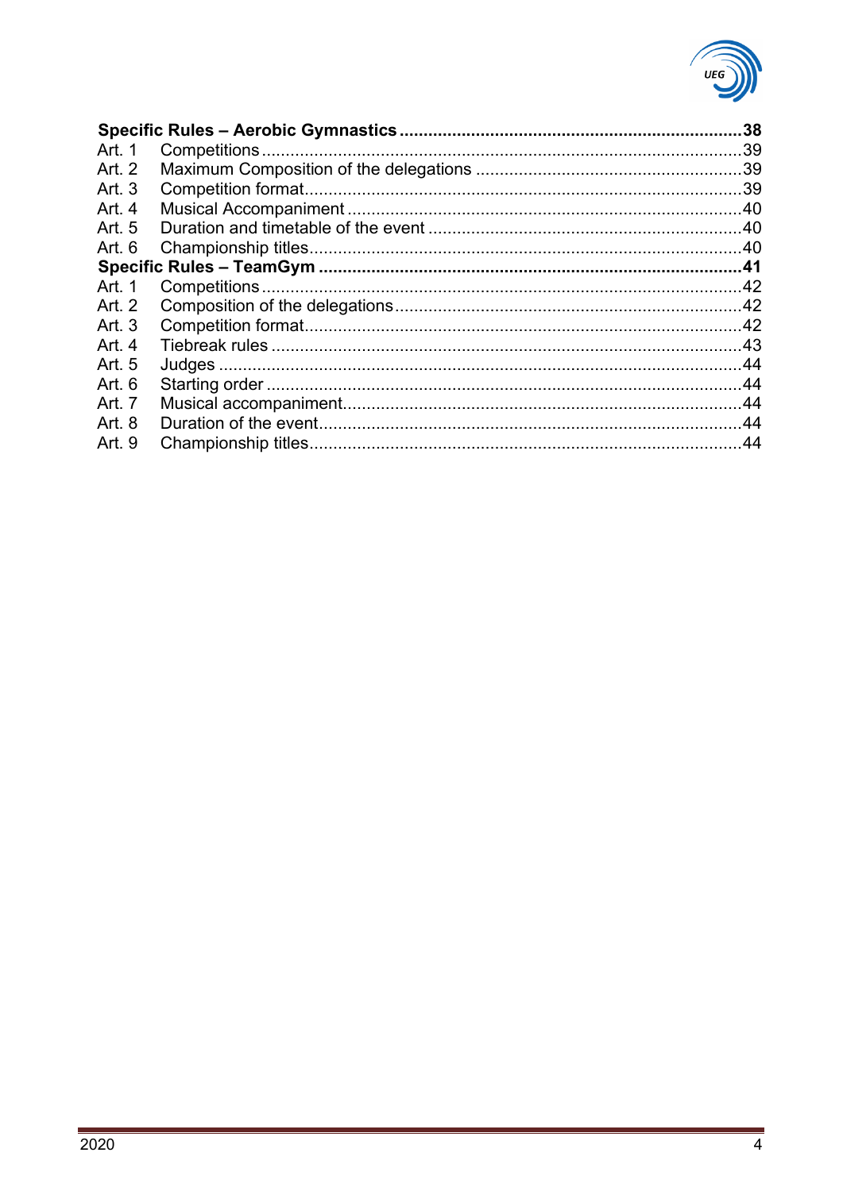**Specific Rules – Aerobic Gymnastics** ........................................................................ **38**

Art. 1 Competitions ........................................................................................................ 39
Art. 2 Maximum Composition of the delegations .......................................................... 39
Art. 3 Competition format ................................................................................................ 39
Art. 4 Musical Accompaniment ...................................................................................... 40
Art. 5 Duration and timetable of the event .................................................................... 40
Art. 6 Championship titles ............................................................................................. 40

**Specific Rules – TeamGym** ........................................................................................... **41**

Art. 1 Competitions ........................................................................................................ 42
Art. 2 Composition of the delegations ............................................................................ 42
Art. 3 Competition format ................................................................................................ 42
Art. 4 Tiebreak rules ....................................................................................................... 43
Art. 5 Judges ................................................................................................................... 44
Art. 6 Starting order ........................................................................................................ 44
Art. 7 Musical accompaniment ....................................................................................... 44
Art. 8 Duration of the event ............................................................................................ 44
Art. 9 Championship titles .............................................................................................. 44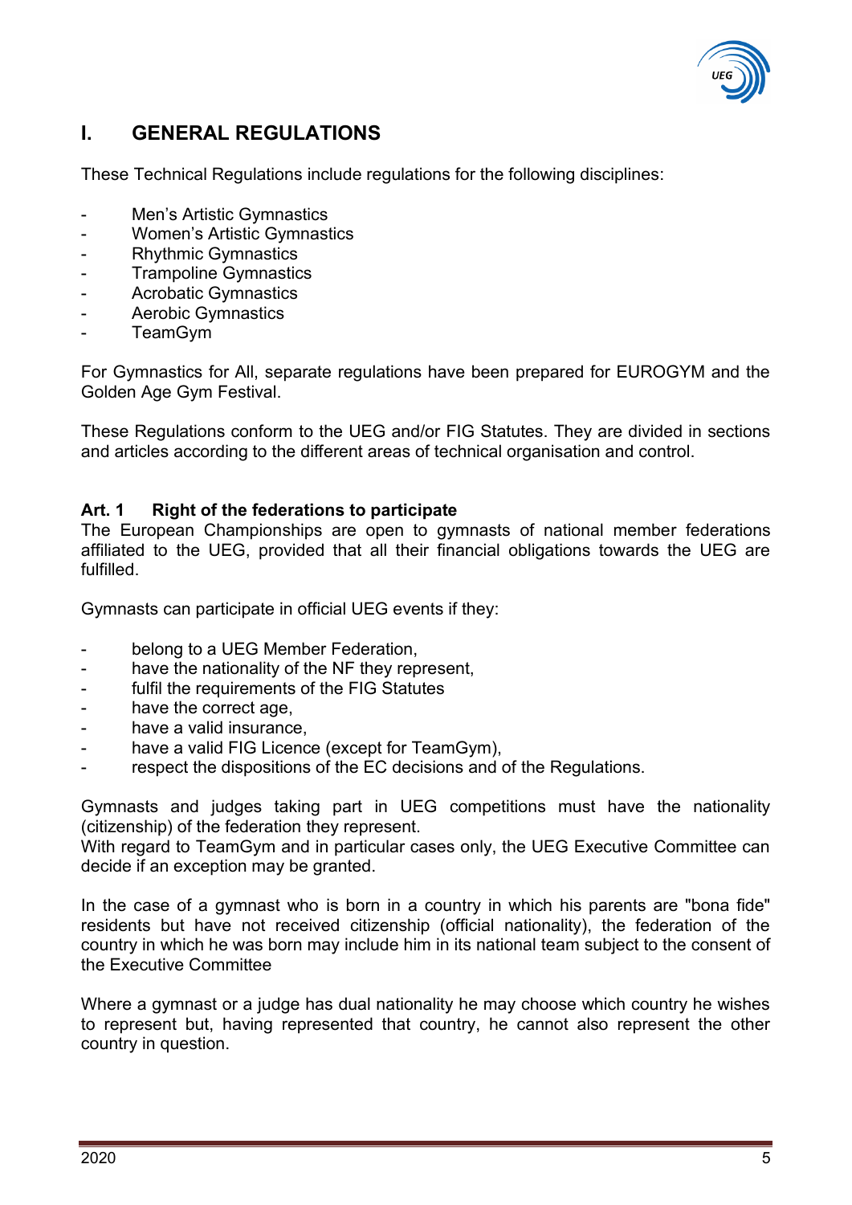# I. GENERAL REGULATIONS

These Technical Regulations include regulations for the following disciplines:

- Men's Artistic Gymnastics
- Women's Artistic Gymnastics
- Rhythmic Gymnastics
- Trampoline Gymnastics
- Acrobatic Gymnastics
- Aerobic Gymnastics
- TeamGym

For Gymnastics for All, separate regulations have been prepared for EUROGYM and the Golden Age Gym Festival.

These Regulations conform to the UEG and/or FIG Statutes. They are divided in sections and articles according to the different areas of technical organisation and control.

## Art. 1 Right of the federations to participate

The European Championships are open to gymnasts of national member federations affiliated to the UEG, provided that all their financial obligations towards the UEG are fulfilled.

Gymnasts can participate in official UEG events if they:

- belong to a UEG Member Federation,
- have the nationality of the NF they represent,
- fulfil the requirements of the FIG Statutes
- have the correct age,
- have a valid insurance,
- have a valid FIG Licence (except for TeamGym),
- respect the dispositions of the EC decisions and of the Regulations.

Gymnasts and judges taking part in UEG competitions must have the nationality (citizenship) of the federation they represent.
With regard to TeamGym and in particular cases only, the UEG Executive Committee can decide if an exception may be granted.

In the case of a gymnast who is born in a country in which his parents are "bona fide" residents but have not received citizenship (official nationality), the federation of the country in which he was born may include him in its national team subject to the consent of the Executive Committee

Where a gymnast or a judge has dual nationality he may choose which country he wishes to represent but, having represented that country, he cannot also represent the other country in question.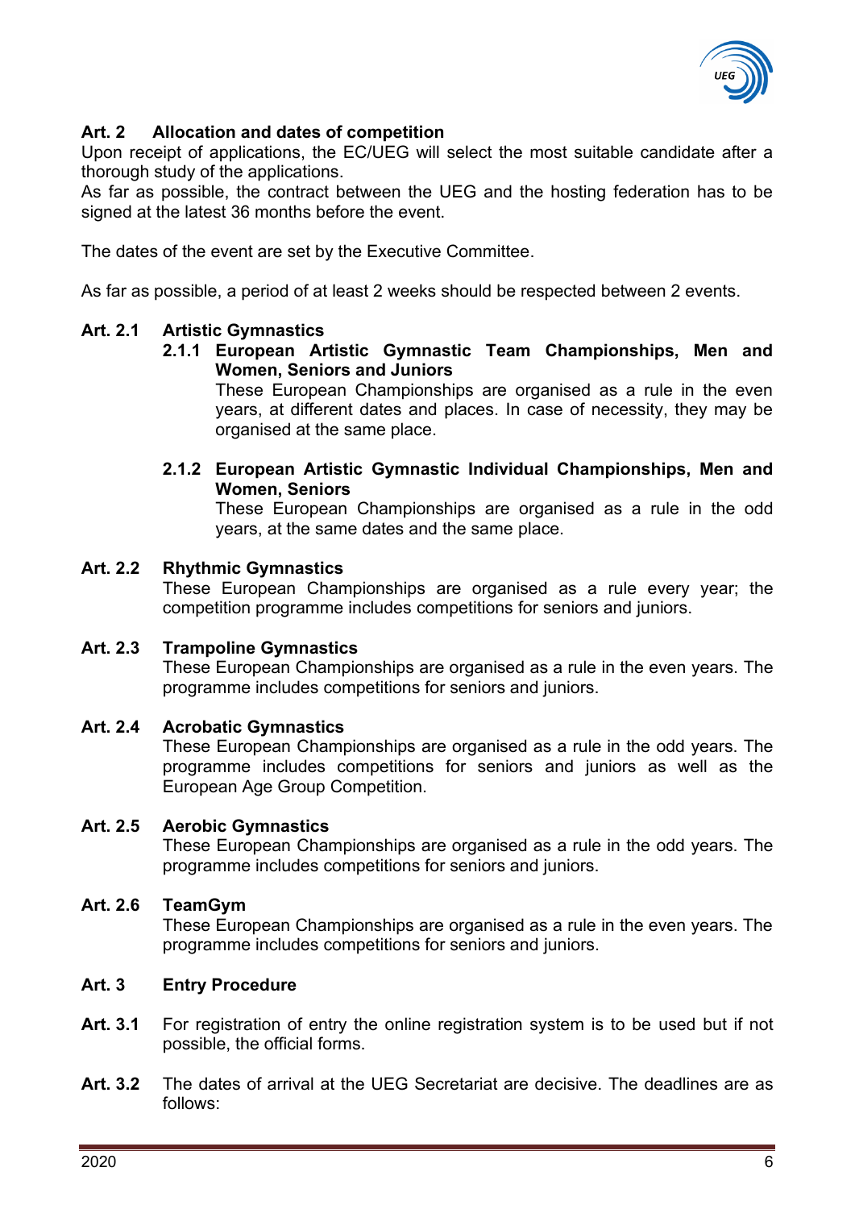## Art. 2 Allocation and dates of competition

Upon receipt of applications, the EC/UEG will select the most suitable candidate after a thorough study of the applications.

As far as possible, the contract between the UEG and the hosting federation has to be signed at the latest 36 months before the event.

The dates of the event are set by the Executive Committee.

As far as possible, a period of at least 2 weeks should be respected between 2 events.

### Art. 2.1 Artistic Gymnastics

#### 2.1.1 European Artistic Gymnastic Team Championships, Men and Women, Seniors and Juniors

These European Championships are organised as a rule in the even years, at different dates and places. In case of necessity, they may be organised at the same place.

#### 2.1.2 European Artistic Gymnastic Individual Championships, Men and Women, Seniors

These European Championships are organised as a rule in the odd years, at the same dates and the same place.

### Art. 2.2 Rhythmic Gymnastics

These European Championships are organised as a rule every year; the competition programme includes competitions for seniors and juniors.

### Art. 2.3 Trampoline Gymnastics

These European Championships are organised as a rule in the even years. The programme includes competitions for seniors and juniors.

### Art. 2.4 Acrobatic Gymnastics

These European Championships are organised as a rule in the odd years. The programme includes competitions for seniors and juniors as well as the European Age Group Competition.

### Art. 2.5 Aerobic Gymnastics

These European Championships are organised as a rule in the odd years. The programme includes competitions for seniors and juniors.

### Art. 2.6 TeamGym

These European Championships are organised as a rule in the even years. The programme includes competitions for seniors and juniors.

## Art. 3 Entry Procedure

**Art. 3.1** For registration of entry the online registration system is to be used but if not possible, the official forms.

**Art. 3.2** The dates of arrival at the UEG Secretariat are decisive. The deadlines are as follows: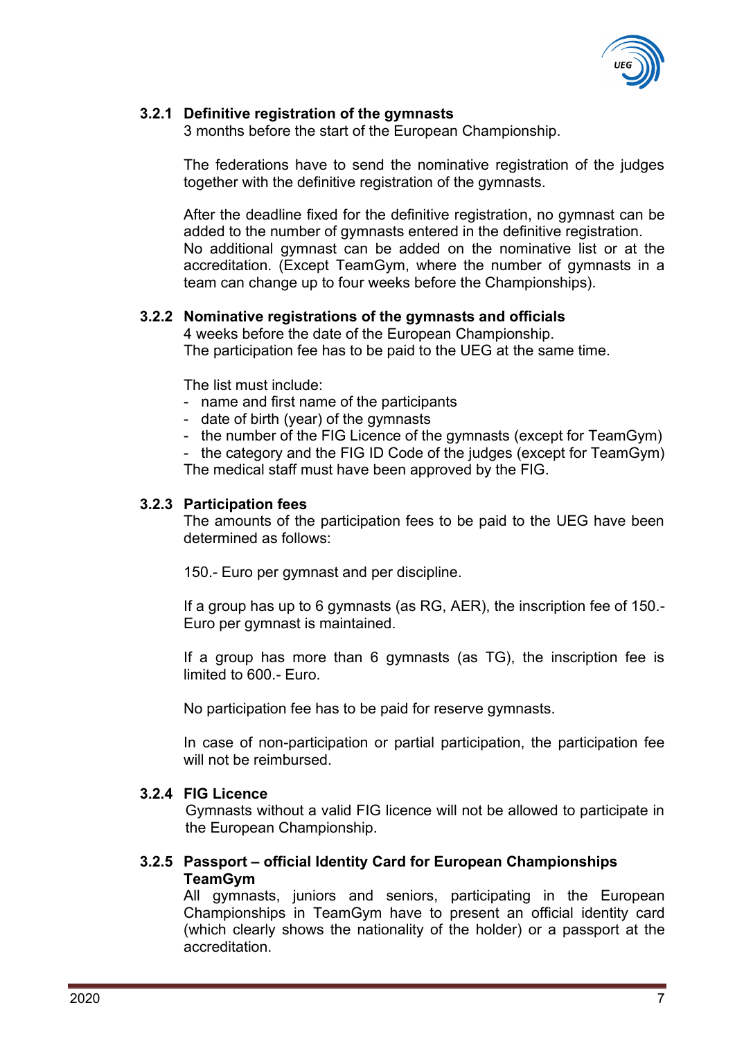### 3.2.1 Definitive registration of the gymnasts

3 months before the start of the European Championship.

The federations have to send the nominative registration of the judges together with the definitive registration of the gymnasts.

After the deadline fixed for the definitive registration, no gymnast can be added to the number of gymnasts entered in the definitive registration.
No additional gymnast can be added on the nominative list or at the accreditation. (Except TeamGym, where the number of gymnasts in a team can change up to four weeks before the Championships).

### 3.2.2 Nominative registrations of the gymnasts and officials

4 weeks before the date of the European Championship.
The participation fee has to be paid to the UEG at the same time.

The list must include:

- name and first name of the participants
- date of birth (year) of the gymnasts
- the number of the FIG Licence of the gymnasts (except for TeamGym)
- the category and the FIG ID Code of the judges (except for TeamGym)

The medical staff must have been approved by the FIG.

### 3.2.3 Participation fees

The amounts of the participation fees to be paid to the UEG have been determined as follows:

150.- Euro per gymnast and per discipline.

If a group has up to 6 gymnasts (as RG, AER), the inscription fee of 150.- Euro per gymnast is maintained.

If a group has more than 6 gymnasts (as TG), the inscription fee is limited to 600.- Euro.

No participation fee has to be paid for reserve gymnasts.

In case of non-participation or partial participation, the participation fee will not be reimbursed.

### 3.2.4 FIG Licence

Gymnasts without a valid FIG licence will not be allowed to participate in the European Championship.

### 3.2.5 Passport – official Identity Card for European Championships TeamGym

All gymnasts, juniors and seniors, participating in the European Championships in TeamGym have to present an official identity card (which clearly shows the nationality of the holder) or a passport at the accreditation.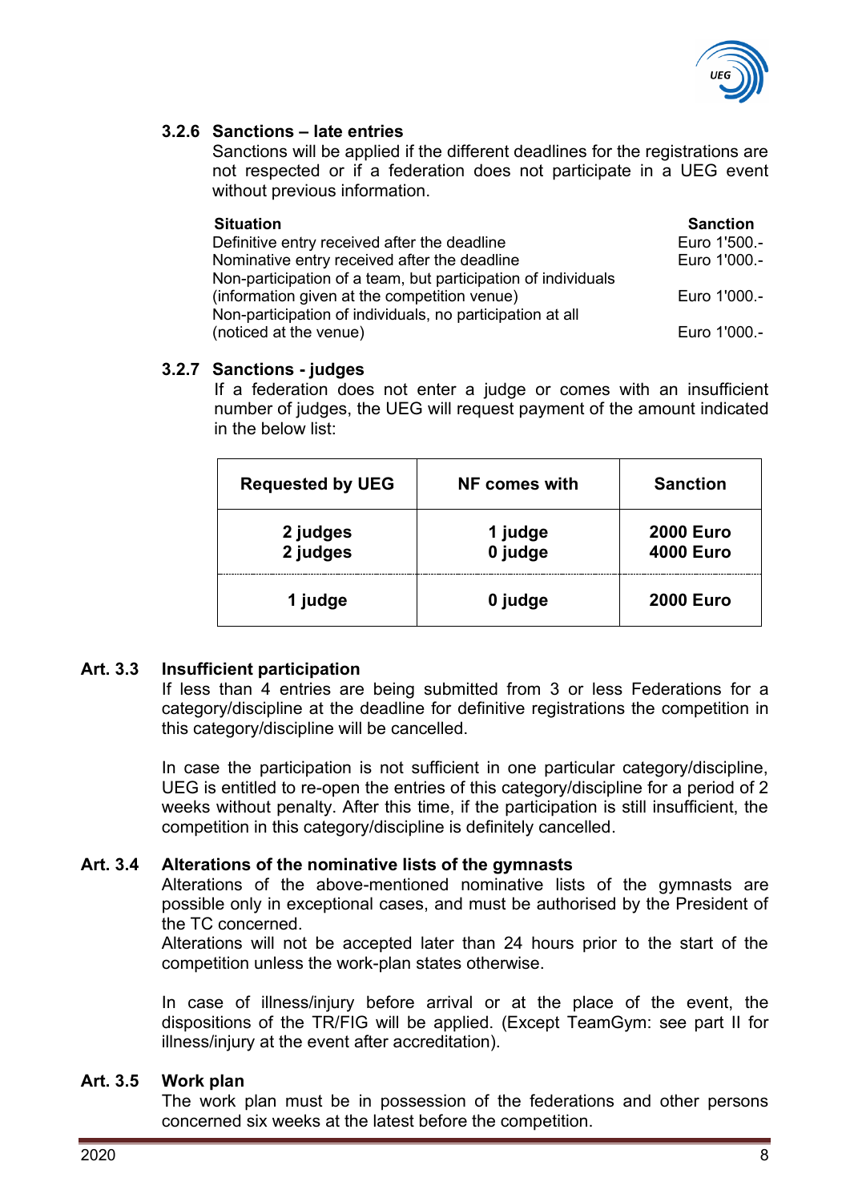### 3.2.6 Sanctions – late entries

Sanctions will be applied if the different deadlines for the registrations are not respected or if a federation does not participate in a UEG event without previous information.

| Situation | Sanction |
|---|---|
| Definitive entry received after the deadline | Euro 1'500.- |
| Nominative entry received after the deadline | Euro 1'000.- |
| Non-participation of a team, but participation of individuals (information given at the competition venue) | Euro 1'000.- |
| Non-participation of individuals, no participation at all (noticed at the venue) | Euro 1'000.- |

### 3.2.7 Sanctions - judges

If a federation does not enter a judge or comes with an insufficient number of judges, the UEG will request payment of the amount indicated in the below list:

| Requested by UEG | NF comes with | Sanction |
|---|---|---|
| **2 judges** | **1 judge** | **2000 Euro** |
| **2 judges** | **0 judge** | **4000 Euro** |
| **1 judge** | **0 judge** | **2000 Euro** |

## Art. 3.3 Insufficient participation

If less than 4 entries are being submitted from 3 or less Federations for a category/discipline at the deadline for definitive registrations the competition in this category/discipline will be cancelled.

In case the participation is not sufficient in one particular category/discipline, UEG is entitled to re-open the entries of this category/discipline for a period of 2 weeks without penalty. After this time, if the participation is still insufficient, the competition in this category/discipline is definitely cancelled.

## Art. 3.4 Alterations of the nominative lists of the gymnasts

Alterations of the above-mentioned nominative lists of the gymnasts are possible only in exceptional cases, and must be authorised by the President of the TC concerned.

Alterations will not be accepted later than 24 hours prior to the start of the competition unless the work-plan states otherwise.

In case of illness/injury before arrival or at the place of the event, the dispositions of the TR/FIG will be applied. (Except TeamGym: see part II for illness/injury at the event after accreditation).

## Art. 3.5 Work plan

The work plan must be in possession of the federations and other persons concerned six weeks at the latest before the competition.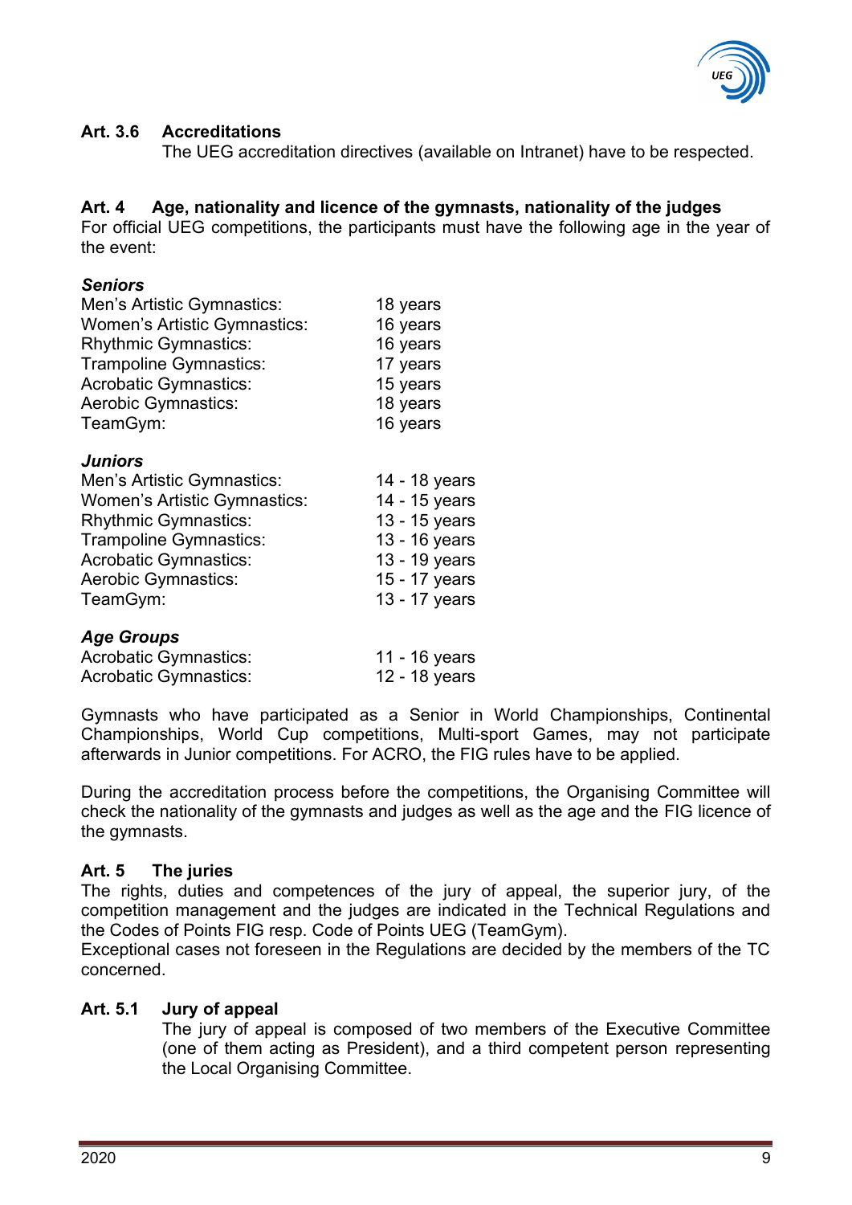### Art. 3.6 Accreditations

The UEG accreditation directives (available on Intranet) have to be respected.

## Art. 4 Age, nationality and licence of the gymnasts, nationality of the judges

For official UEG competitions, the participants must have the following age in the year of the event:

***Seniors***

| | |
|---|---|
| Men's Artistic Gymnastics: | 18 years |
| Women's Artistic Gymnastics: | 16 years |
| Rhythmic Gymnastics: | 16 years |
| Trampoline Gymnastics: | 17 years |
| Acrobatic Gymnastics: | 15 years |
| Aerobic Gymnastics: | 18 years |
| TeamGym: | 16 years |

***Juniors***

| | |
|---|---|
| Men's Artistic Gymnastics: | 14 - 18 years |
| Women's Artistic Gymnastics: | 14 - 15 years |
| Rhythmic Gymnastics: | 13 - 15 years |
| Trampoline Gymnastics: | 13 - 16 years |
| Acrobatic Gymnastics: | 13 - 19 years |
| Aerobic Gymnastics: | 15 - 17 years |
| TeamGym: | 13 - 17 years |

***Age Groups***

| | |
|---|---|
| Acrobatic Gymnastics: | 11 - 16 years |
| Acrobatic Gymnastics: | 12 - 18 years |

Gymnasts who have participated as a Senior in World Championships, Continental Championships, World Cup competitions, Multi-sport Games, may not participate afterwards in Junior competitions. For ACRO, the FIG rules have to be applied.

During the accreditation process before the competitions, the Organising Committee will check the nationality of the gymnasts and judges as well as the age and the FIG licence of the gymnasts.

## Art. 5 The juries

The rights, duties and competences of the jury of appeal, the superior jury, of the competition management and the judges are indicated in the Technical Regulations and the Codes of Points FIG resp. Code of Points UEG (TeamGym).
Exceptional cases not foreseen in the Regulations are decided by the members of the TC concerned.

### Art. 5.1 Jury of appeal

The jury of appeal is composed of two members of the Executive Committee (one of them acting as President), and a third competent person representing the Local Organising Committee.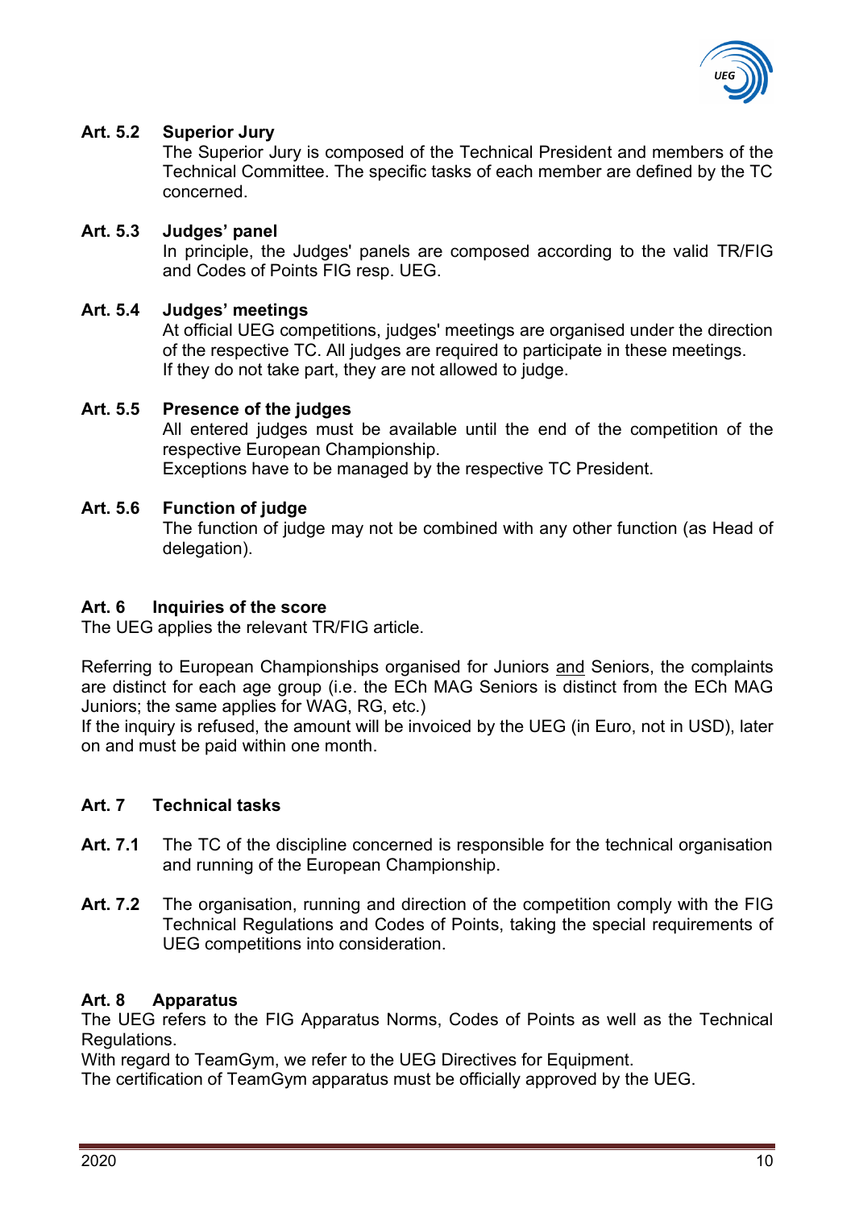### Art. 5.2 Superior Jury

The Superior Jury is composed of the Technical President and members of the Technical Committee. The specific tasks of each member are defined by the TC concerned.

### Art. 5.3 Judges' panel

In principle, the Judges' panels are composed according to the valid TR/FIG and Codes of Points FIG resp. UEG.

### Art. 5.4 Judges' meetings

At official UEG competitions, judges' meetings are organised under the direction of the respective TC. All judges are required to participate in these meetings.
If they do not take part, they are not allowed to judge.

### Art. 5.5 Presence of the judges

All entered judges must be available until the end of the competition of the respective European Championship.
Exceptions have to be managed by the respective TC President.

### Art. 5.6 Function of judge

The function of judge may not be combined with any other function (as Head of delegation).

## Art. 6 Inquiries of the score

The UEG applies the relevant TR/FIG article.

Referring to European Championships organised for Juniors <u>and</u> Seniors, the complaints are distinct for each age group (i.e. the ECh MAG Seniors is distinct from the ECh MAG Juniors; the same applies for WAG, RG, etc.)
If the inquiry is refused, the amount will be invoiced by the UEG (in Euro, not in USD), later on and must be paid within one month.

## Art. 7 Technical tasks

**Art. 7.1** The TC of the discipline concerned is responsible for the technical organisation and running of the European Championship.

**Art. 7.2** The organisation, running and direction of the competition comply with the FIG Technical Regulations and Codes of Points, taking the special requirements of UEG competitions into consideration.

## Art. 8 Apparatus

The UEG refers to the FIG Apparatus Norms, Codes of Points as well as the Technical Regulations.
With regard to TeamGym, we refer to the UEG Directives for Equipment.
The certification of TeamGym apparatus must be officially approved by the UEG.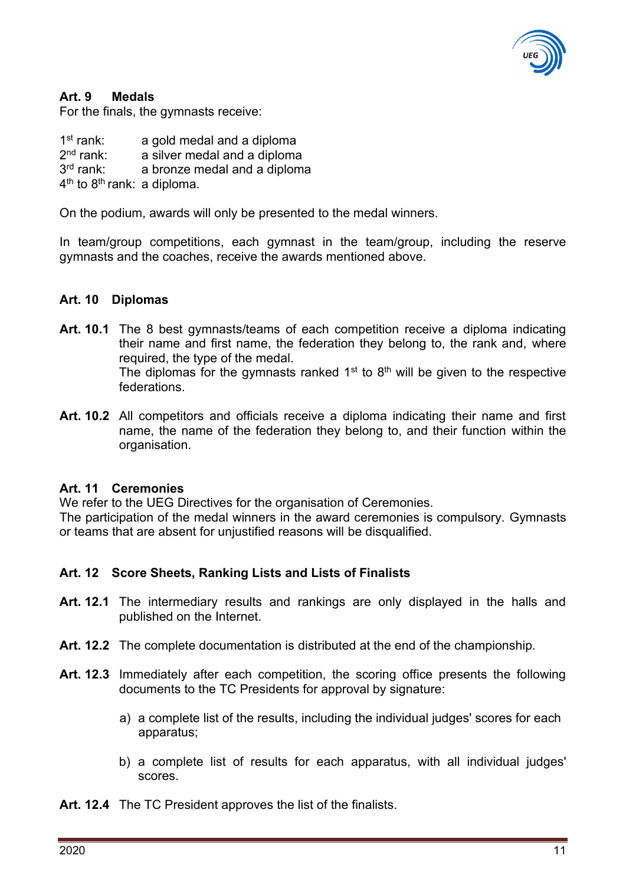### Art. 9 Medals

For the finals, the gymnasts receive:

1st rank: a gold medal and a diploma
2nd rank: a silver medal and a diploma
3rd rank: a bronze medal and a diploma
4th to 8th rank: a diploma.

On the podium, awards will only be presented to the medal winners.

In team/group competitions, each gymnast in the team/group, including the reserve gymnasts and the coaches, receive the awards mentioned above.

### Art. 10 Diplomas

**Art. 10.1** The 8 best gymnasts/teams of each competition receive a diploma indicating their name and first name, the federation they belong to, the rank and, where required, the type of the medal.
The diplomas for the gymnasts ranked 1st to 8th will be given to the respective federations.

**Art. 10.2** All competitors and officials receive a diploma indicating their name and first name, the name of the federation they belong to, and their function within the organisation.

### Art. 11 Ceremonies

We refer to the UEG Directives for the organisation of Ceremonies.
The participation of the medal winners in the award ceremonies is compulsory. Gymnasts or teams that are absent for unjustified reasons will be disqualified.

### Art. 12 Score Sheets, Ranking Lists and Lists of Finalists

**Art. 12.1** The intermediary results and rankings are only displayed in the halls and published on the Internet.

**Art. 12.2** The complete documentation is distributed at the end of the championship.

**Art. 12.3** Immediately after each competition, the scoring office presents the following documents to the TC Presidents for approval by signature:

a) a complete list of the results, including the individual judges' scores for each apparatus;

b) a complete list of results for each apparatus, with all individual judges' scores.

**Art. 12.4** The TC President approves the list of the finalists.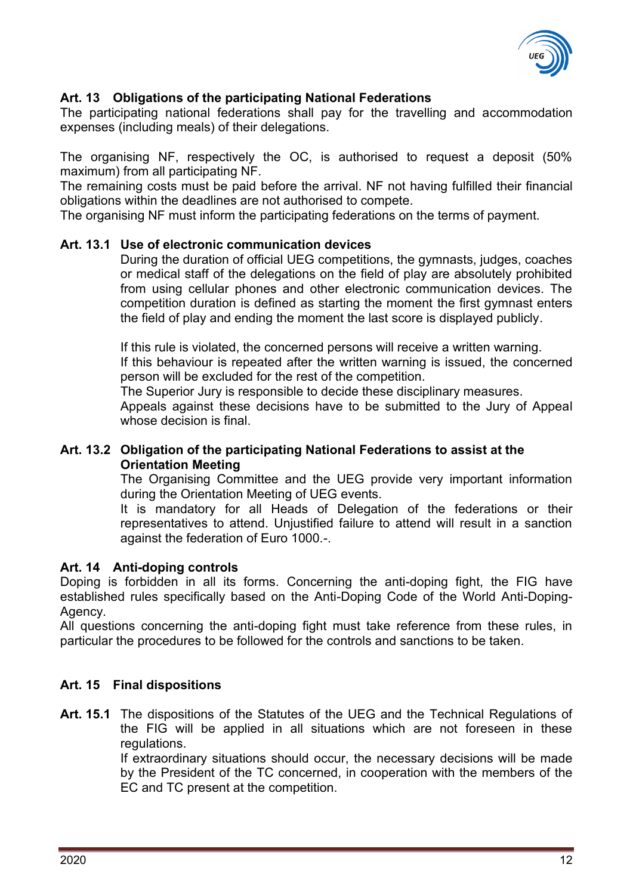## Art. 13 Obligations of the participating National Federations

The participating national federations shall pay for the travelling and accommodation expenses (including meals) of their delegations.

The organising NF, respectively the OC, is authorised to request a deposit (50% maximum) from all participating NF.
The remaining costs must be paid before the arrival. NF not having fulfilled their financial obligations within the deadlines are not authorised to compete.
The organising NF must inform the participating federations on the terms of payment.

### Art. 13.1 Use of electronic communication devices

During the duration of official UEG competitions, the gymnasts, judges, coaches or medical staff of the delegations on the field of play are absolutely prohibited from using cellular phones and other electronic communication devices. The competition duration is defined as starting the moment the first gymnast enters the field of play and ending the moment the last score is displayed publicly.

If this rule is violated, the concerned persons will receive a written warning.
If this behaviour is repeated after the written warning is issued, the concerned person will be excluded for the rest of the competition.
The Superior Jury is responsible to decide these disciplinary measures.
Appeals against these decisions have to be submitted to the Jury of Appeal whose decision is final.

### Art. 13.2 Obligation of the participating National Federations to assist at the Orientation Meeting

The Organising Committee and the UEG provide very important information during the Orientation Meeting of UEG events.
It is mandatory for all Heads of Delegation of the federations or their representatives to attend. Unjustified failure to attend will result in a sanction against the federation of Euro 1000.-.

## Art. 14 Anti-doping controls

Doping is forbidden in all its forms. Concerning the anti-doping fight, the FIG have established rules specifically based on the Anti-Doping Code of the World Anti-Doping-Agency.
All questions concerning the anti-doping fight must take reference from these rules, in particular the procedures to be followed for the controls and sanctions to be taken.

## Art. 15 Final dispositions

**Art. 15.1** The dispositions of the Statutes of the UEG and the Technical Regulations of the FIG will be applied in all situations which are not foreseen in these regulations.
If extraordinary situations should occur, the necessary decisions will be made by the President of the TC concerned, in cooperation with the members of the EC and TC present at the competition.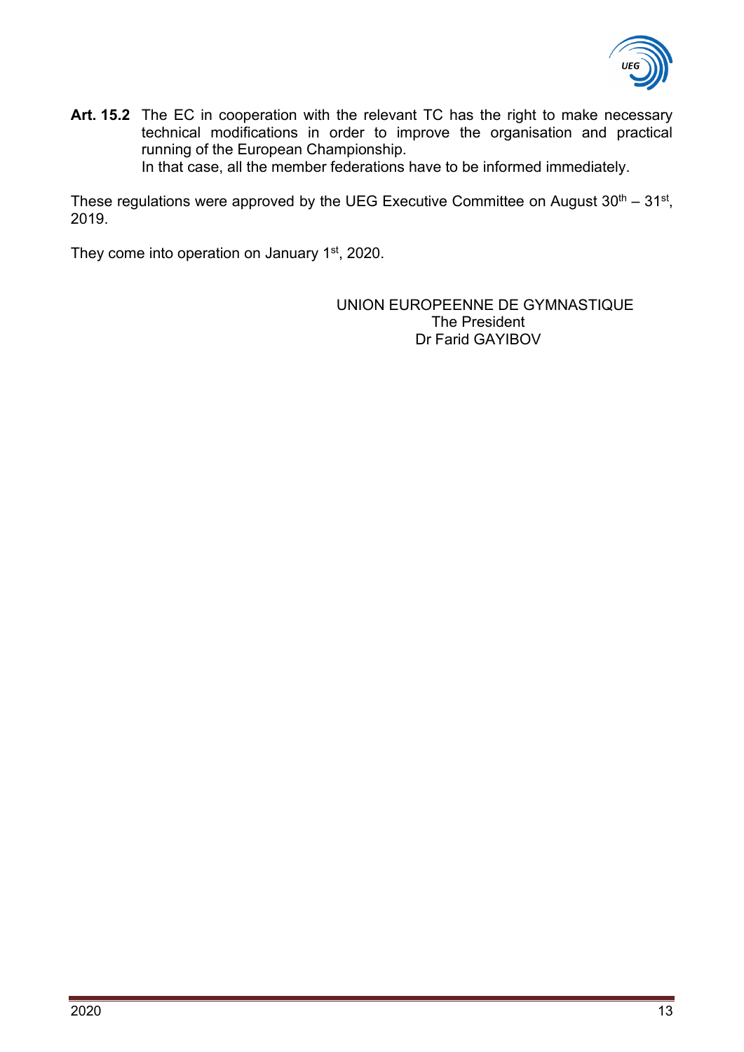**Art. 15.2** The EC in cooperation with the relevant TC has the right to make necessary technical modifications in order to improve the organisation and practical running of the European Championship.
In that case, all the member federations have to be informed immediately.

These regulations were approved by the UEG Executive Committee on August 30th – 31st, 2019.

They come into operation on January 1st, 2020.

UNION EUROPEENNE DE GYMNASTIQUE
The President
Dr Farid GAYIBOV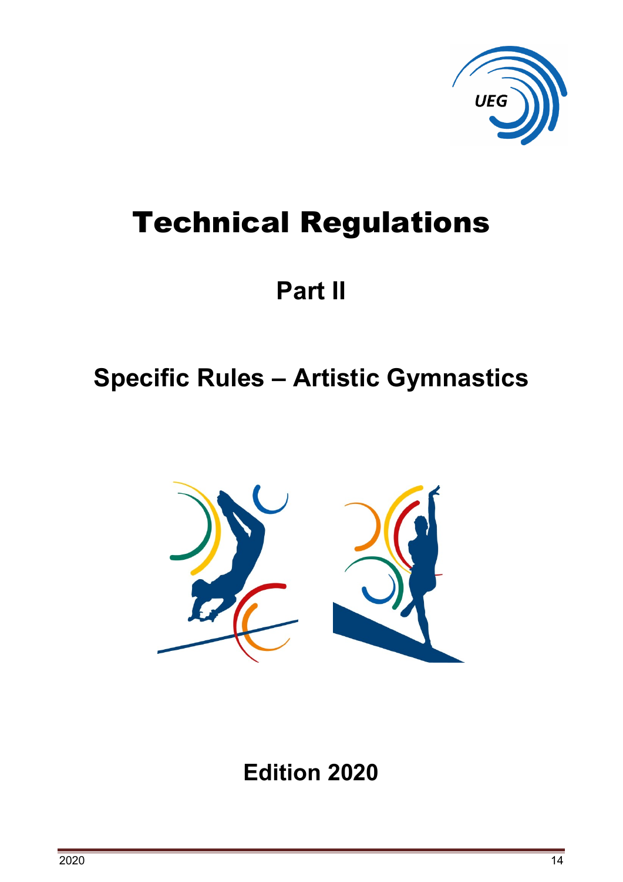# Technical Regulations

## Part II

## Specific Rules – Artistic Gymnastics

## Edition 2020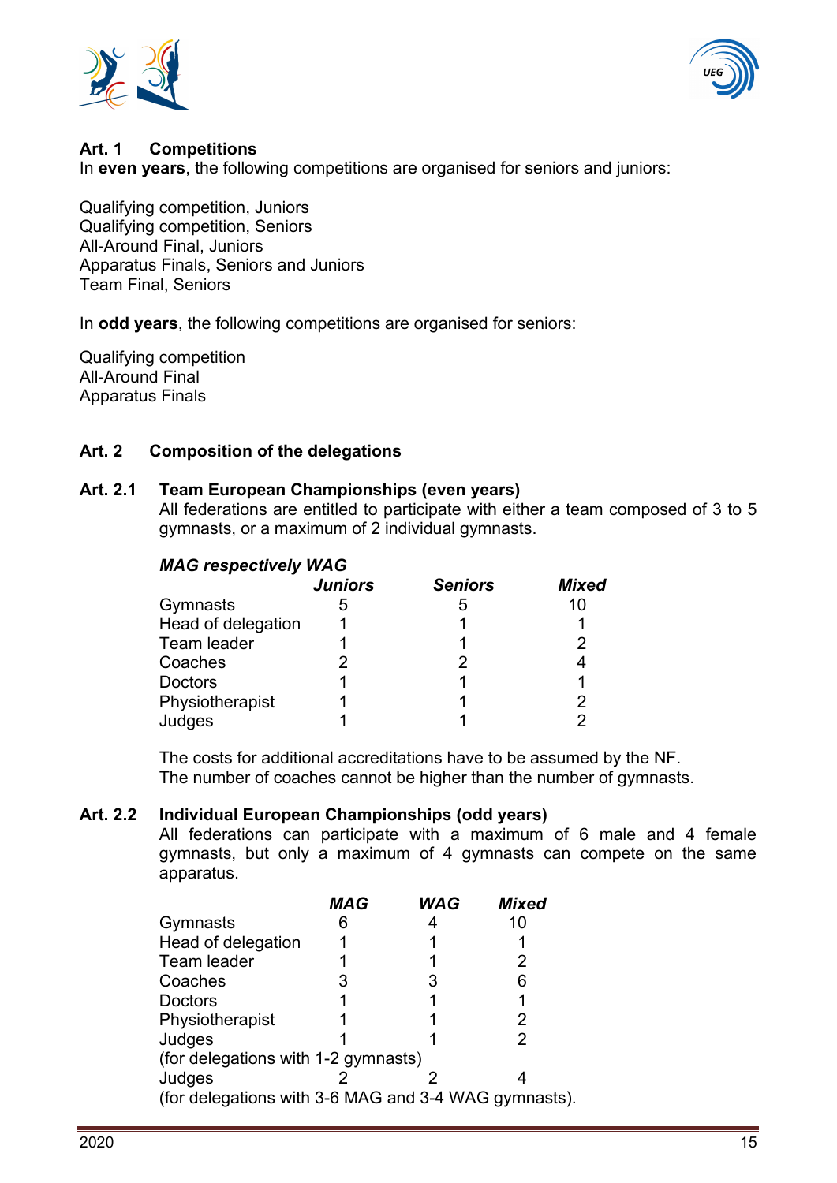## Art. 1 Competitions

In **even years**, the following competitions are organised for seniors and juniors:

Qualifying competition, Juniors
Qualifying competition, Seniors
All-Around Final, Juniors
Apparatus Finals, Seniors and Juniors
Team Final, Seniors

In **odd years**, the following competitions are organised for seniors:

Qualifying competition
All-Around Final
Apparatus Finals

## Art. 2 Composition of the delegations

### Art. 2.1 Team European Championships (even years)

All federations are entitled to participate with either a team composed of 3 to 5 gymnasts, or a maximum of 2 individual gymnasts.

***MAG respectively WAG***

| | ***Juniors*** | ***Seniors*** | ***Mixed*** |
|---|---|---|---|
| Gymnasts | 5 | 5 | 10 |
| Head of delegation | 1 | 1 | 1 |
| Team leader | 1 | 1 | 2 |
| Coaches | 2 | 2 | 4 |
| Doctors | 1 | 1 | 1 |
| Physiotherapist | 1 | 1 | 2 |
| Judges | 1 | 1 | 2 |

The costs for additional accreditations have to be assumed by the NF.
The number of coaches cannot be higher than the number of gymnasts.

### Art. 2.2 Individual European Championships (odd years)

All federations can participate with a maximum of 6 male and 4 female gymnasts, but only a maximum of 4 gymnasts can compete on the same apparatus.

| | ***MAG*** | ***WAG*** | ***Mixed*** |
|---|---|---|---|
| Gymnasts | 6 | 4 | 10 |
| Head of delegation | 1 | 1 | 1 |
| Team leader | 1 | 1 | 2 |
| Coaches | 3 | 3 | 6 |
| Doctors | 1 | 1 | 1 |
| Physiotherapist | 1 | 1 | 2 |
| Judges (for delegations with 1-2 gymnasts) | 1 | 1 | 2 |
| Judges (for delegations with 3-6 MAG and 3-4 WAG gymnasts). | 2 | 2 | 4 |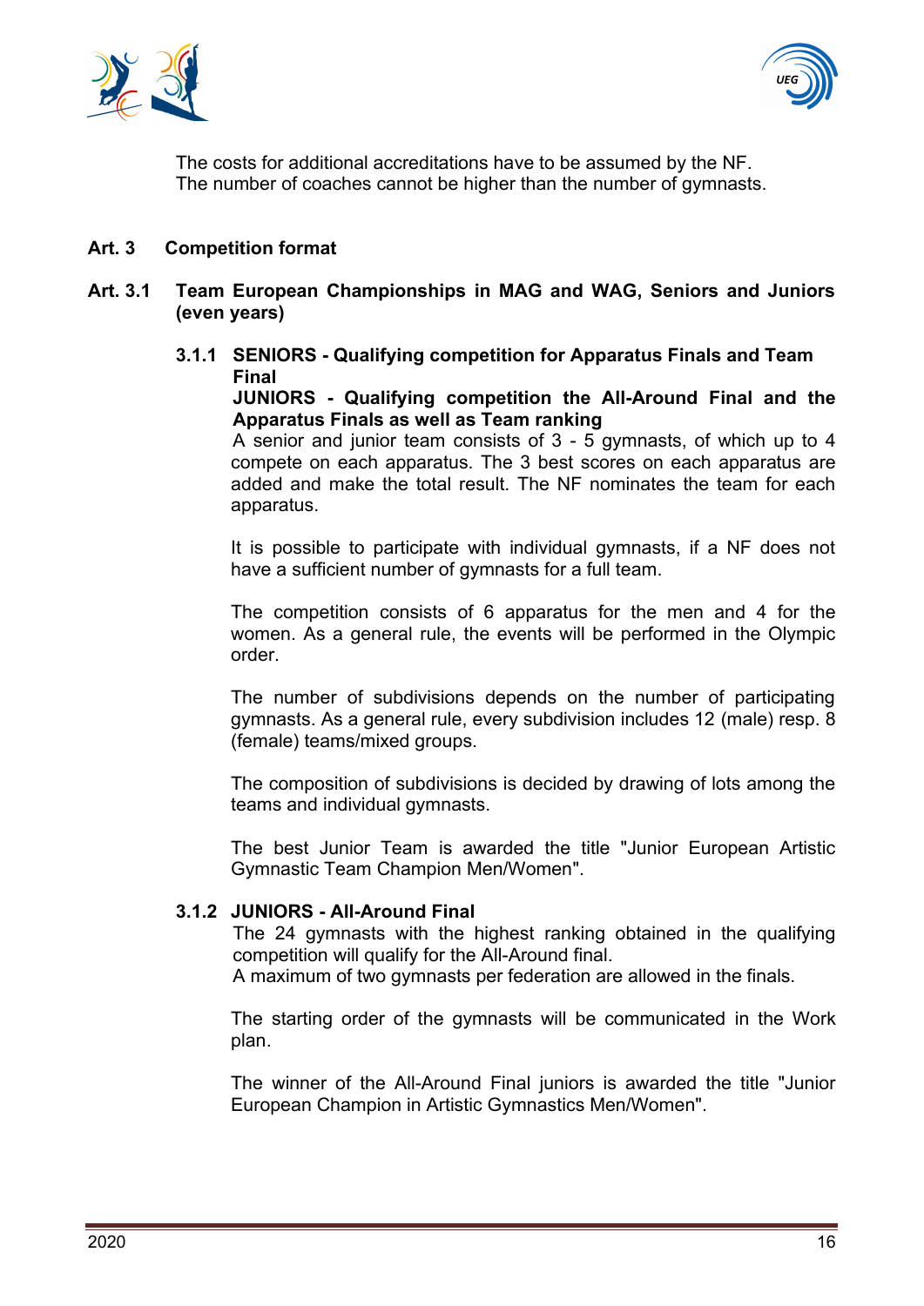The costs for additional accreditations have to be assumed by the NF.
The number of coaches cannot be higher than the number of gymnasts.

## Art. 3 Competition format

### Art. 3.1 Team European Championships in MAG and WAG, Seniors and Juniors (even years)

#### 3.1.1 SENIORS - Qualifying competition for Apparatus Finals and Team Final

**JUNIORS - Qualifying competition the All-Around Final and the Apparatus Finals as well as Team ranking**

A senior and junior team consists of 3 - 5 gymnasts, of which up to 4 compete on each apparatus. The 3 best scores on each apparatus are added and make the total result. The NF nominates the team for each apparatus.

It is possible to participate with individual gymnasts, if a NF does not have a sufficient number of gymnasts for a full team.

The competition consists of 6 apparatus for the men and 4 for the women. As a general rule, the events will be performed in the Olympic order.

The number of subdivisions depends on the number of participating gymnasts. As a general rule, every subdivision includes 12 (male) resp. 8 (female) teams/mixed groups.

The composition of subdivisions is decided by drawing of lots among the teams and individual gymnasts.

The best Junior Team is awarded the title "Junior European Artistic Gymnastic Team Champion Men/Women".

#### 3.1.2 JUNIORS - All-Around Final

The 24 gymnasts with the highest ranking obtained in the qualifying competition will qualify for the All-Around final.
A maximum of two gymnasts per federation are allowed in the finals.

The starting order of the gymnasts will be communicated in the Work plan.

The winner of the All-Around Final juniors is awarded the title "Junior European Champion in Artistic Gymnastics Men/Women".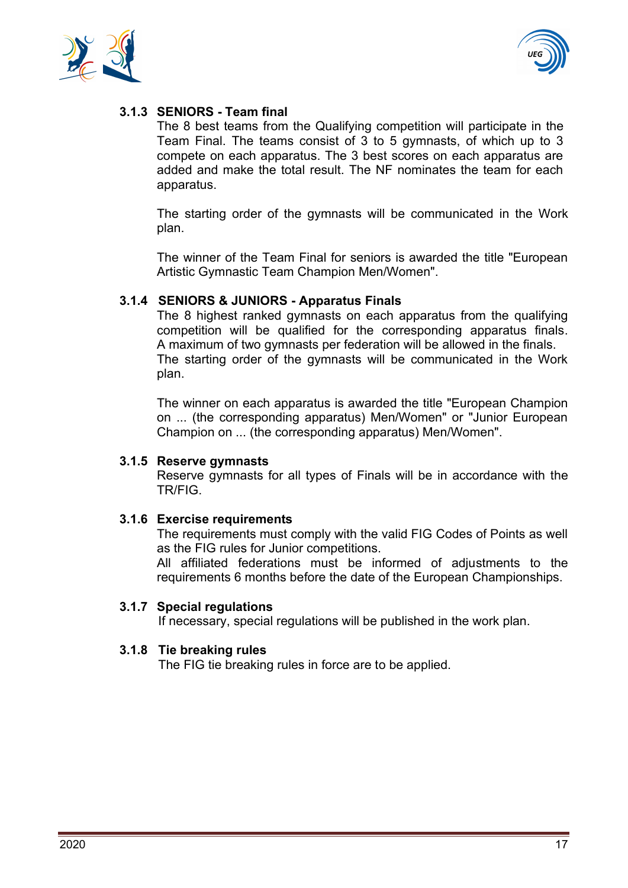### 3.1.3 SENIORS - Team final

The 8 best teams from the Qualifying competition will participate in the Team Final. The teams consist of 3 to 5 gymnasts, of which up to 3 compete on each apparatus. The 3 best scores on each apparatus are added and make the total result. The NF nominates the team for each apparatus.

The starting order of the gymnasts will be communicated in the Work plan.

The winner of the Team Final for seniors is awarded the title "European Artistic Gymnastic Team Champion Men/Women".

### 3.1.4 SENIORS & JUNIORS - Apparatus Finals

The 8 highest ranked gymnasts on each apparatus from the qualifying competition will be qualified for the corresponding apparatus finals. A maximum of two gymnasts per federation will be allowed in the finals.
The starting order of the gymnasts will be communicated in the Work plan.

The winner on each apparatus is awarded the title "European Champion on ... (the corresponding apparatus) Men/Women" or "Junior European Champion on ... (the corresponding apparatus) Men/Women".

### 3.1.5 Reserve gymnasts

Reserve gymnasts for all types of Finals will be in accordance with the TR/FIG.

### 3.1.6 Exercise requirements

The requirements must comply with the valid FIG Codes of Points as well as the FIG rules for Junior competitions.
All affiliated federations must be informed of adjustments to the requirements 6 months before the date of the European Championships.

### 3.1.7 Special regulations

If necessary, special regulations will be published in the work plan.

### 3.1.8 Tie breaking rules

The FIG tie breaking rules in force are to be applied.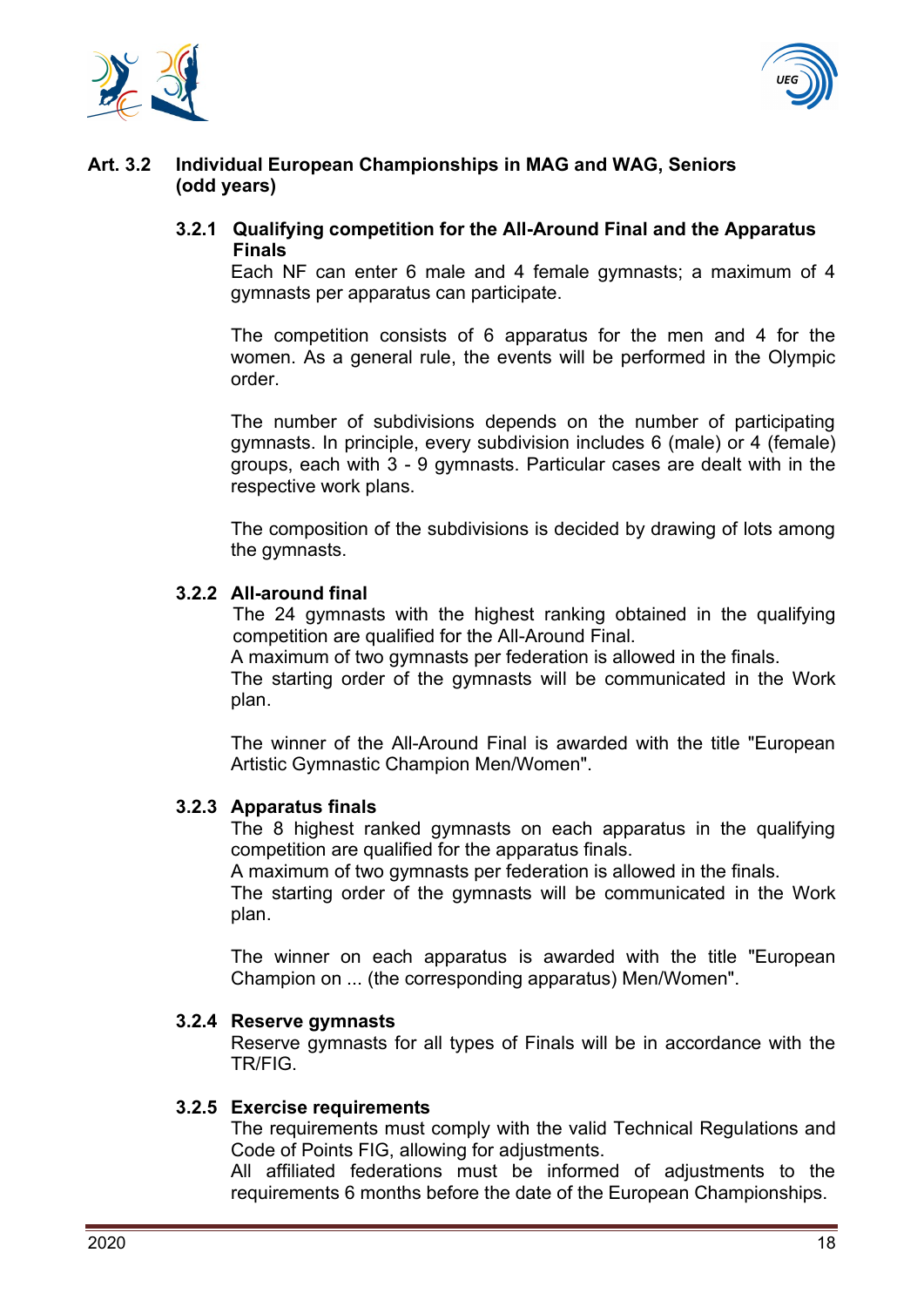## Art. 3.2 Individual European Championships in MAG and WAG, Seniors (odd years)

### 3.2.1 Qualifying competition for the All-Around Final and the Apparatus Finals

Each NF can enter 6 male and 4 female gymnasts; a maximum of 4 gymnasts per apparatus can participate.

The competition consists of 6 apparatus for the men and 4 for the women. As a general rule, the events will be performed in the Olympic order.

The number of subdivisions depends on the number of participating gymnasts. In principle, every subdivision includes 6 (male) or 4 (female) groups, each with 3 - 9 gymnasts. Particular cases are dealt with in the respective work plans.

The composition of the subdivisions is decided by drawing of lots among the gymnasts.

### 3.2.2 All-around final

The 24 gymnasts with the highest ranking obtained in the qualifying competition are qualified for the All-Around Final.
A maximum of two gymnasts per federation is allowed in the finals.
The starting order of the gymnasts will be communicated in the Work plan.

The winner of the All-Around Final is awarded with the title "European Artistic Gymnastic Champion Men/Women".

### 3.2.3 Apparatus finals

The 8 highest ranked gymnasts on each apparatus in the qualifying competition are qualified for the apparatus finals.
A maximum of two gymnasts per federation is allowed in the finals.
The starting order of the gymnasts will be communicated in the Work plan.

The winner on each apparatus is awarded with the title "European Champion on ... (the corresponding apparatus) Men/Women".

### 3.2.4 Reserve gymnasts

Reserve gymnasts for all types of Finals will be in accordance with the TR/FIG.

### 3.2.5 Exercise requirements

The requirements must comply with the valid Technical Regulations and Code of Points FIG, allowing for adjustments.
All affiliated federations must be informed of adjustments to the requirements 6 months before the date of the European Championships.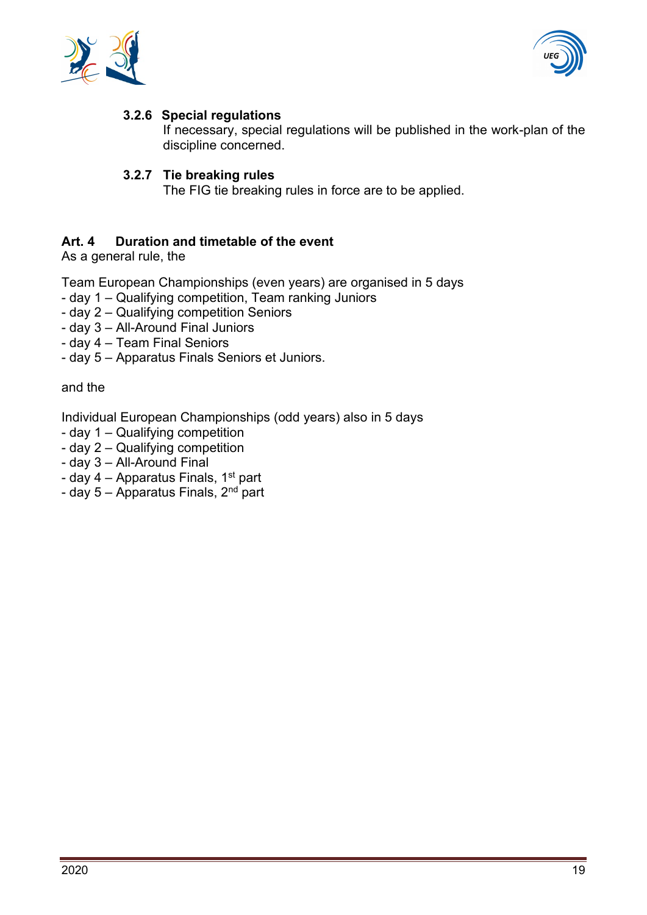#### 3.2.6 Special regulations

If necessary, special regulations will be published in the work-plan of the discipline concerned.

#### 3.2.7 Tie breaking rules

The FIG tie breaking rules in force are to be applied.

## Art. 4 Duration and timetable of the event

As a general rule, the

Team European Championships (even years) are organised in 5 days

- day 1 – Qualifying competition, Team ranking Juniors
- day 2 – Qualifying competition Seniors
- day 3 – All-Around Final Juniors
- day 4 – Team Final Seniors
- day 5 – Apparatus Finals Seniors et Juniors.

and the

Individual European Championships (odd years) also in 5 days

- day 1 – Qualifying competition
- day 2 – Qualifying competition
- day 3 – All-Around Final
- day 4 – Apparatus Finals, 1st part
- day 5 – Apparatus Finals, 2nd part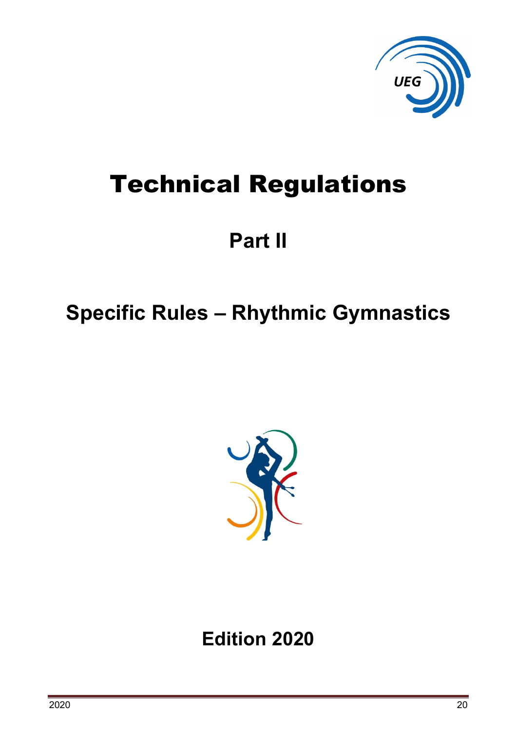# Technical Regulations

## Part II

## Specific Rules – Rhythmic Gymnastics

## Edition 2020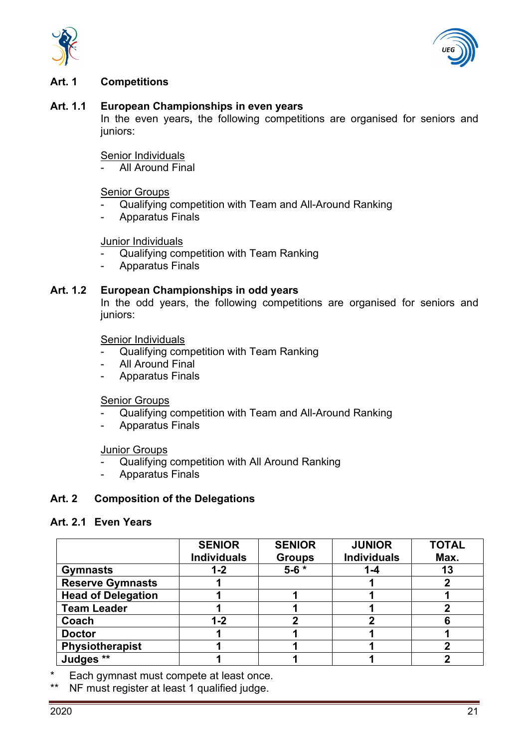## Art. 1 Competitions

### Art. 1.1 European Championships in even years

In the even years**,** the following competitions are organised for seniors and juniors:

Senior Individuals
- All Around Final

Senior Groups
- Qualifying competition with Team and All-Around Ranking
- Apparatus Finals

Junior Individuals
- Qualifying competition with Team Ranking
- Apparatus Finals

### Art. 1.2 European Championships in odd years

In the odd years, the following competitions are organised for seniors and juniors:

Senior Individuals
- Qualifying competition with Team Ranking
- All Around Final
- Apparatus Finals

Senior Groups
- Qualifying competition with Team and All-Around Ranking
- Apparatus Finals

Junior Groups
- Qualifying competition with All Around Ranking
- Apparatus Finals

## Art. 2 Composition of the Delegations

### Art. 2.1 Even Years

| | SENIOR Individuals | SENIOR Groups | JUNIOR Individuals | TOTAL Max. |
|---|---|---|---|---|
| **Gymnasts** | **1-2** | **5-6 *** | **1-4** | **13** |
| **Reserve Gymnasts** | **1** | | **1** | **2** |
| **Head of Delegation** | **1** | **1** | **1** | **1** |
| **Team Leader** | **1** | **1** | **1** | **2** |
| **Coach** | **1-2** | **2** | **2** | **6** |
| **Doctor** | **1** | **1** | **1** | **1** |
| **Physiotherapist** | **1** | **1** | **1** | **2** |
| **Judges **** | **1** | **1** | **1** | **2** |

\* Each gymnast must compete at least once.

** NF must register at least 1 qualified judge.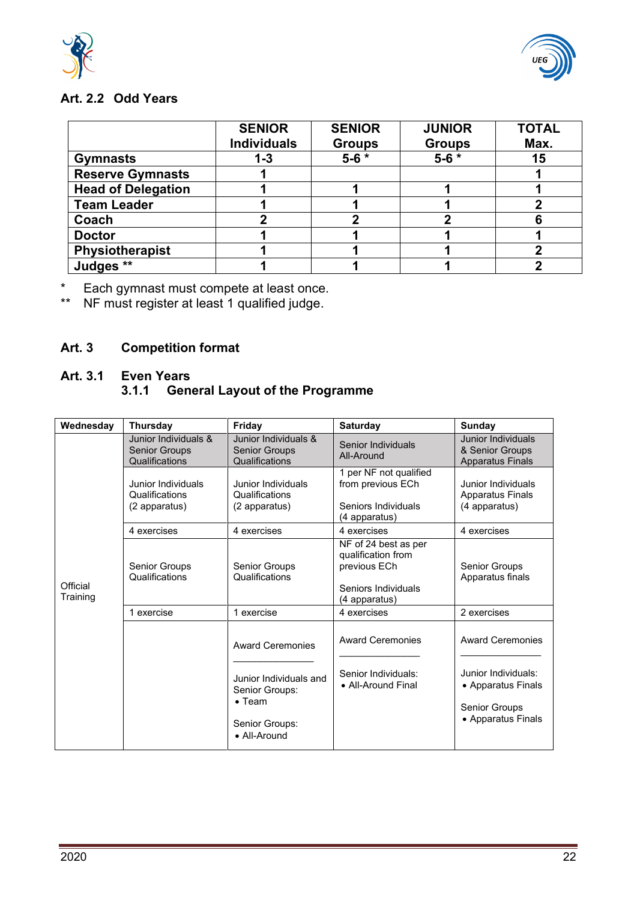### Art. 2.2 Odd Years

| | SENIOR Individuals | SENIOR Groups | JUNIOR Groups | TOTAL Max. |
|---|---|---|---|---|
| **Gymnasts** | 1-3 | 5-6 * | 5-6 * | 15 |
| **Reserve Gymnasts** | 1 | | | 1 |
| **Head of Delegation** | 1 | 1 | 1 | 1 |
| **Team Leader** | 1 | 1 | 1 | 2 |
| **Coach** | 2 | 2 | 2 | 6 |
| **Doctor** | 1 | 1 | 1 | 1 |
| **Physiotherapist** | 1 | 1 | 1 | 2 |
| **Judges ** ** | 1 | 1 | 1 | 2 |

\* Each gymnast must compete at least once.

** NF must register at least 1 qualified judge.

## Art. 3 Competition format

### Art. 3.1 Even Years

#### 3.1.1 General Layout of the Programme

| Wednesday | Thursday | Friday | Saturday | Sunday |
|---|---|---|---|---|
| Official Training | Junior Individuals & Senior Groups Qualifications | Junior Individuals & Senior Groups Qualifications | Senior Individuals All-Around | Junior Individuals & Senior Groups Apparatus Finals |
| | Junior Individuals Qualifications (2 apparatus) | Junior Individuals Qualifications (2 apparatus) | 1 per NF not qualified from previous ECh<br><br>Seniors Individuals (4 apparatus) | Junior Individuals Apparatus Finals (4 apparatus) |
| | 4 exercises | 4 exercises | 4 exercises | 4 exercises |
| | Senior Groups Qualifications | Senior Groups Qualifications | NF of 24 best as per qualification from previous ECh<br><br>Seniors Individuals (4 apparatus) | Senior Groups Apparatus finals |
| | 1 exercise | 1 exercise | 4 exercises | 2 exercises |
| | | Award Ceremonies<br>\_\_\_\_\_\_\_\_\_\_\_\_\_\_<br>Junior Individuals and Senior Groups:<br>• Team<br><br>Senior Groups:<br>• All-Around | Award Ceremonies<br>\_\_\_\_\_\_\_\_\_\_\_\_\_\_<br>Senior Individuals:<br>• All-Around Final | Award Ceremonies<br>\_\_\_\_\_\_\_\_\_\_\_\_\_\_<br>Junior Individuals:<br>• Apparatus Finals<br><br>Senior Groups<br>• Apparatus Finals |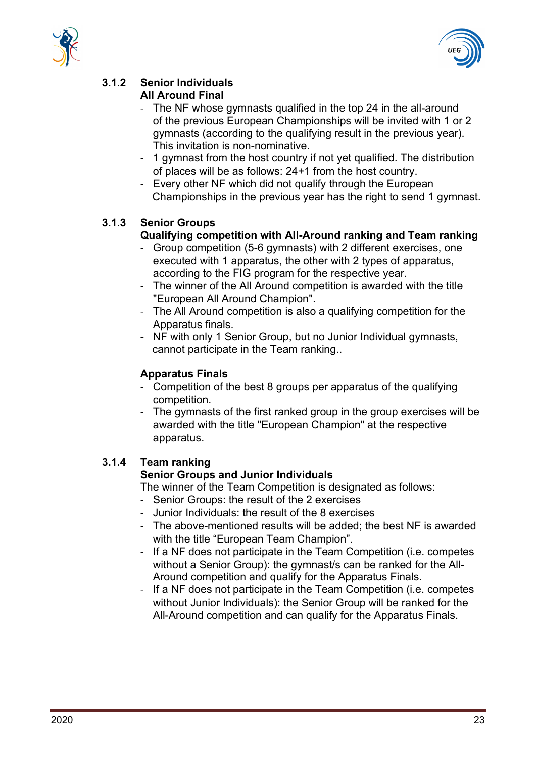### 3.1.2 Senior Individuals

**All Around Final**

- The NF whose gymnasts qualified in the top 24 in the all-around of the previous European Championships will be invited with 1 or 2 gymnasts (according to the qualifying result in the previous year). This invitation is non-nominative.
- 1 gymnast from the host country if not yet qualified. The distribution of places will be as follows: 24+1 from the host country.
- Every other NF which did not qualify through the European Championships in the previous year has the right to send 1 gymnast.

### 3.1.3 Senior Groups

**Qualifying competition with All-Around ranking and Team ranking**

- Group competition (5-6 gymnasts) with 2 different exercises, one executed with 1 apparatus, the other with 2 types of apparatus, according to the FIG program for the respective year.
- The winner of the All Around competition is awarded with the title "European All Around Champion".
- The All Around competition is also a qualifying competition for the Apparatus finals.
- NF with only 1 Senior Group, but no Junior Individual gymnasts, cannot participate in the Team ranking..

**Apparatus Finals**

- Competition of the best 8 groups per apparatus of the qualifying competition.
- The gymnasts of the first ranked group in the group exercises will be awarded with the title "European Champion" at the respective apparatus.

### 3.1.4 Team ranking

**Senior Groups and Junior Individuals**

The winner of the Team Competition is designated as follows:

- Senior Groups: the result of the 2 exercises
- Junior Individuals: the result of the 8 exercises
- The above-mentioned results will be added; the best NF is awarded with the title “European Team Champion”.
- If a NF does not participate in the Team Competition (i.e. competes without a Senior Group): the gymnast/s can be ranked for the All-Around competition and qualify for the Apparatus Finals.
- If a NF does not participate in the Team Competition (i.e. competes without Junior Individuals): the Senior Group will be ranked for the All-Around competition and can qualify for the Apparatus Finals.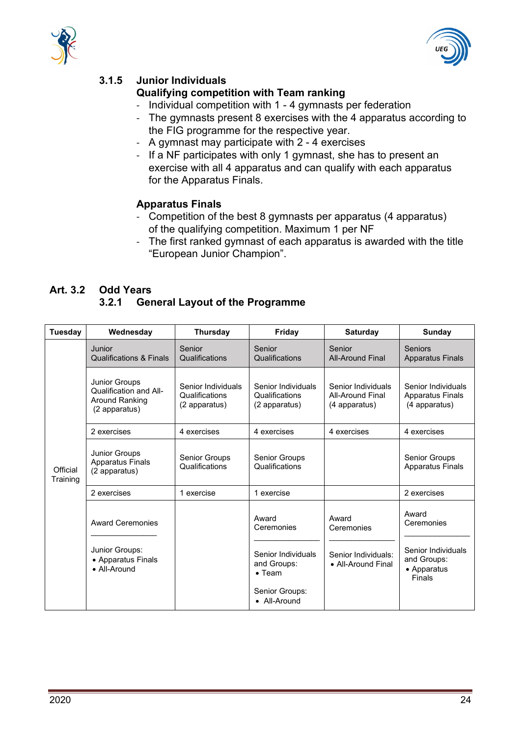### 3.1.5 Junior Individuals

**Qualifying competition with Team ranking**

- Individual competition with 1 - 4 gymnasts per federation
- The gymnasts present 8 exercises with the 4 apparatus according to the FIG programme for the respective year.
- A gymnast may participate with 2 - 4 exercises
- If a NF participates with only 1 gymnast, she has to present an exercise with all 4 apparatus and can qualify with each apparatus for the Apparatus Finals.

**Apparatus Finals**

- Competition of the best 8 gymnasts per apparatus (4 apparatus) of the qualifying competition. Maximum 1 per NF
- The first ranked gymnast of each apparatus is awarded with the title "European Junior Champion".

## Art. 3.2 Odd Years

### 3.2.1 General Layout of the Programme

| Tuesday | Wednesday | Thursday | Friday | Saturday | Sunday |
|---|---|---|---|---|---|
| Official Training | Junior Qualifications & Finals | Senior Qualifications | Senior Qualifications | Senior All-Around Final | Seniors Apparatus Finals |
| | Junior Groups Qualification and All-Around Ranking (2 apparatus) | Senior Individuals Qualifications (2 apparatus) | Senior Individuals Qualifications (2 apparatus) | Senior Individuals All-Around Final (4 apparatus) | Senior Individuals Apparatus Finals (4 apparatus) |
| | 2 exercises | 4 exercises | 4 exercises | 4 exercises | 4 exercises |
| | Junior Groups Apparatus Finals (2 apparatus) | Senior Groups Qualifications | Senior Groups Qualifications | | Senior Groups Apparatus Finals |
| | 2 exercises | 1 exercise | 1 exercise | | 2 exercises |
| | Award Ceremonies<br>Junior Groups:<br>• Apparatus Finals<br>• All-Around | | Award Ceremonies<br>Senior Individuals and Groups:<br>• Team<br>Senior Groups:<br>• All-Around | Award Ceremonies<br>Senior Individuals:<br>• All-Around Final | Award Ceremonies<br>Senior Individuals and Groups:<br>• Apparatus Finals |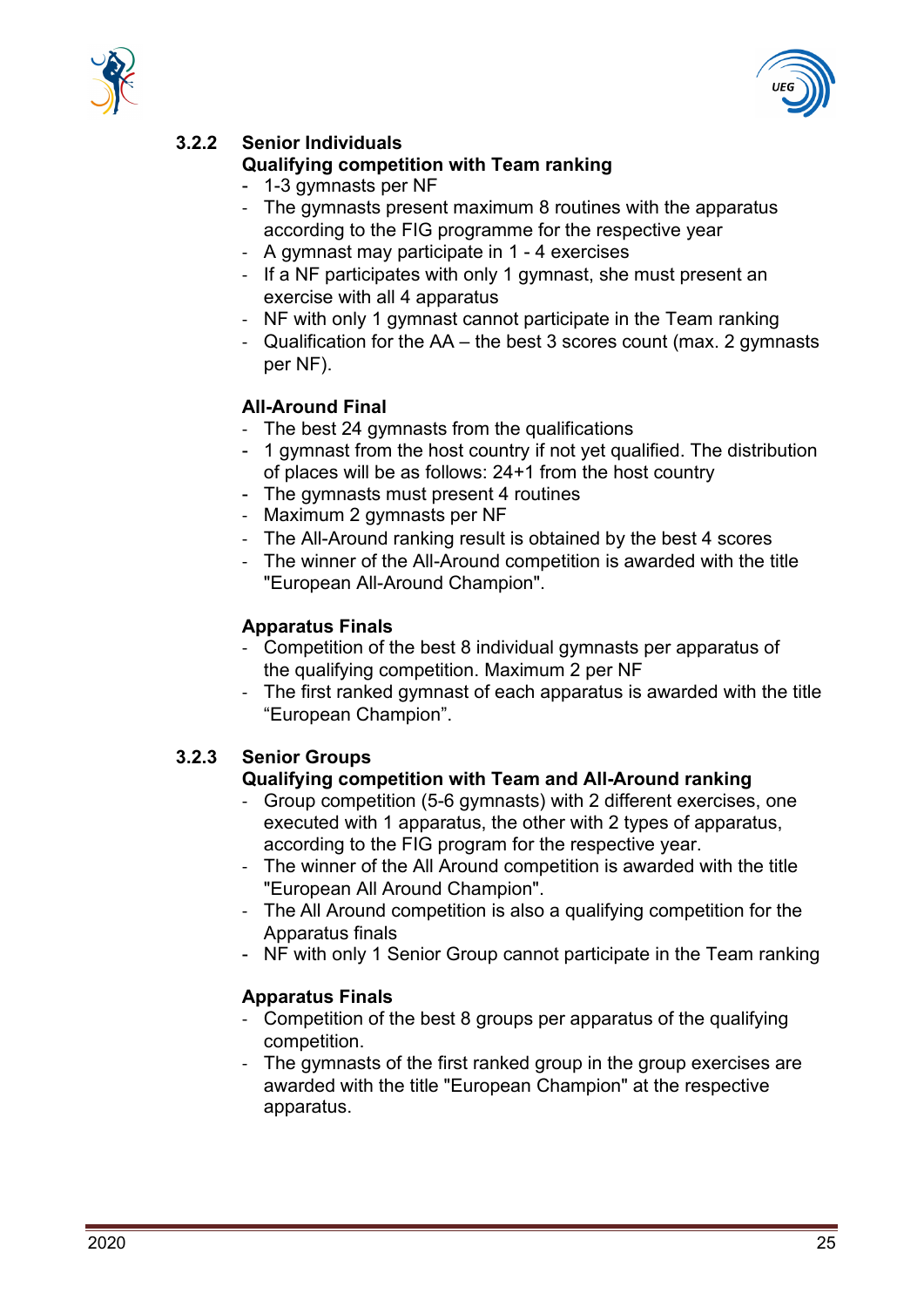### 3.2.2 Senior Individuals

**Qualifying competition with Team ranking**

- 1-3 gymnasts per NF
- The gymnasts present maximum 8 routines with the apparatus according to the FIG programme for the respective year
- A gymnast may participate in 1 - 4 exercises
- If a NF participates with only 1 gymnast, she must present an exercise with all 4 apparatus
- NF with only 1 gymnast cannot participate in the Team ranking
- Qualification for the AA – the best 3 scores count (max. 2 gymnasts per NF).

**All-Around Final**

- The best 24 gymnasts from the qualifications
- 1 gymnast from the host country if not yet qualified. The distribution of places will be as follows: 24+1 from the host country
- The gymnasts must present 4 routines
- Maximum 2 gymnasts per NF
- The All-Around ranking result is obtained by the best 4 scores
- The winner of the All-Around competition is awarded with the title "European All-Around Champion".

**Apparatus Finals**

- Competition of the best 8 individual gymnasts per apparatus of the qualifying competition. Maximum 2 per NF
- The first ranked gymnast of each apparatus is awarded with the title “European Champion”.

### 3.2.3 Senior Groups

**Qualifying competition with Team and All-Around ranking**

- Group competition (5-6 gymnasts) with 2 different exercises, one executed with 1 apparatus, the other with 2 types of apparatus, according to the FIG program for the respective year.
- The winner of the All Around competition is awarded with the title "European All Around Champion".
- The All Around competition is also a qualifying competition for the Apparatus finals
- NF with only 1 Senior Group cannot participate in the Team ranking

**Apparatus Finals**

- Competition of the best 8 groups per apparatus of the qualifying competition.
- The gymnasts of the first ranked group in the group exercises are awarded with the title "European Champion" at the respective apparatus.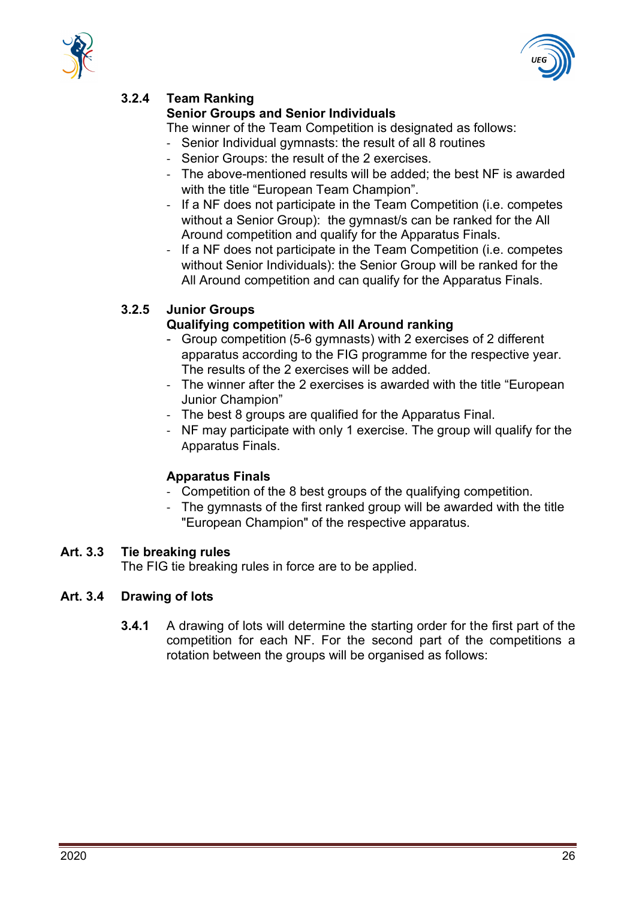#### 3.2.4 Team Ranking

**Senior Groups and Senior Individuals**

The winner of the Team Competition is designated as follows:

- Senior Individual gymnasts: the result of all 8 routines
- Senior Groups: the result of the 2 exercises.
- The above-mentioned results will be added; the best NF is awarded with the title "European Team Champion".
- If a NF does not participate in the Team Competition (i.e. competes without a Senior Group): the gymnast/s can be ranked for the All Around competition and qualify for the Apparatus Finals.
- If a NF does not participate in the Team Competition (i.e. competes without Senior Individuals): the Senior Group will be ranked for the All Around competition and can qualify for the Apparatus Finals.

#### 3.2.5 Junior Groups

**Qualifying competition with All Around ranking**

- Group competition (5-6 gymnasts) with 2 exercises of 2 different apparatus according to the FIG programme for the respective year. The results of the 2 exercises will be added.
- The winner after the 2 exercises is awarded with the title "European Junior Champion"
- The best 8 groups are qualified for the Apparatus Final.
- NF may participate with only 1 exercise. The group will qualify for the Apparatus Finals.

**Apparatus Finals**

- Competition of the 8 best groups of the qualifying competition.
- The gymnasts of the first ranked group will be awarded with the title "European Champion" of the respective apparatus.

### Art. 3.3 Tie breaking rules

The FIG tie breaking rules in force are to be applied.

### Art. 3.4 Drawing of lots

**3.4.1** A drawing of lots will determine the starting order for the first part of the competition for each NF. For the second part of the competitions a rotation between the groups will be organised as follows: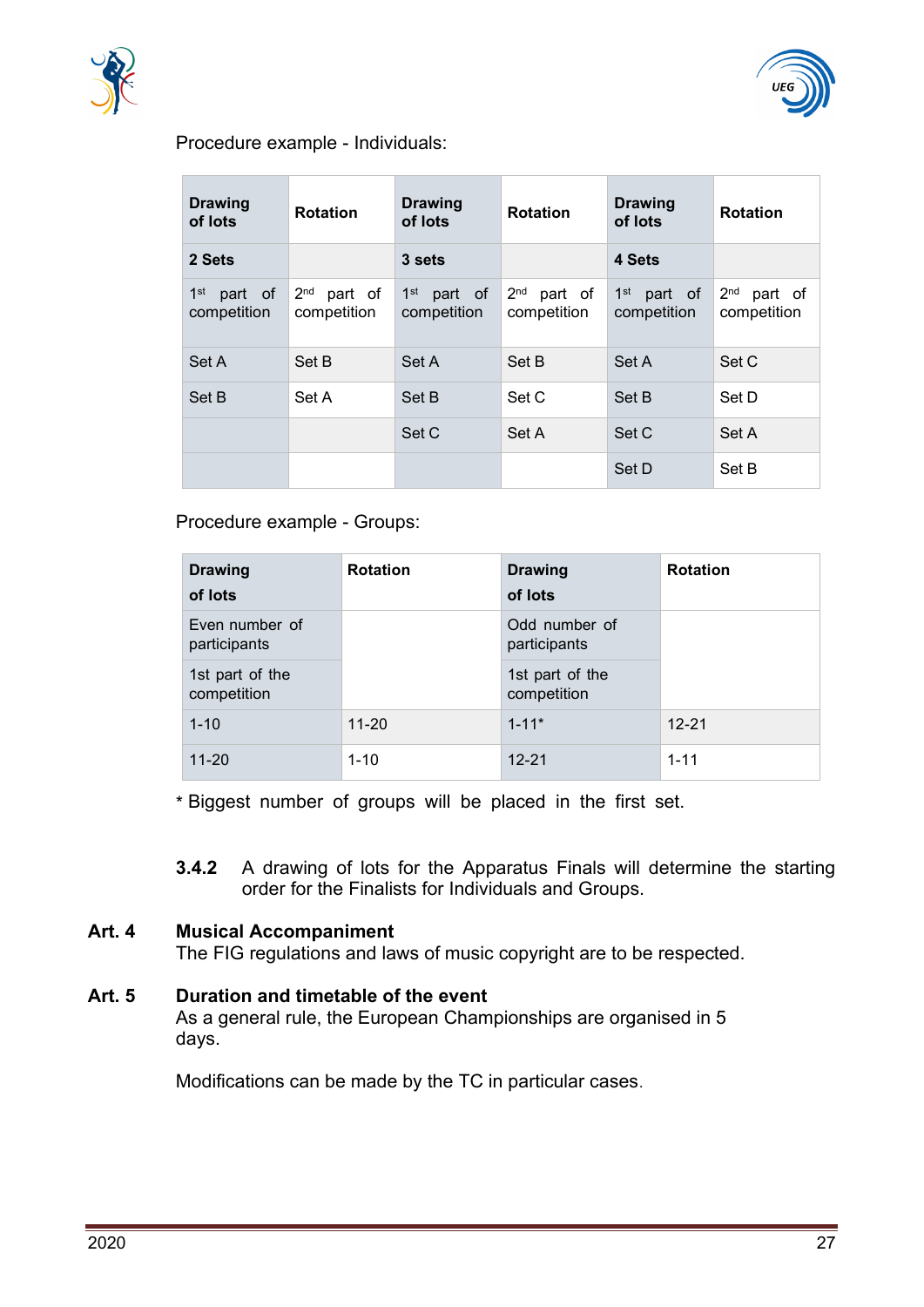Procedure example - Individuals:

| Drawing of lots | Rotation | Drawing of lots | Rotation | Drawing of lots | Rotation |
|---|---|---|---|---|---|
| **2 Sets** | | **3 sets** | | **4 Sets** | |
| 1st part of competition | 2nd part of competition | 1st part of competition | 2nd part of competition | 1st part of competition | 2nd part of competition |
| Set A | Set B | Set A | Set B | Set A | Set C |
| Set B | Set A | Set B | Set C | Set B | Set D |
| | | Set C | Set A | Set C | Set A |
| | | | | Set D | Set B |

Procedure example - Groups:

| Drawing of lots | Rotation | Drawing of lots | Rotation |
|---|---|---|---|
| Even number of participants | | Odd number of participants | |
| 1st part of the competition | | 1st part of the competition | |
| 1-10 | 11-20 | 1-11* | 12-21 |
| 11-20 | 1-10 | 12-21 | 1-11 |

* Biggest number of groups will be placed in the first set.

**3.4.2** A drawing of lots for the Apparatus Finals will determine the starting order for the Finalists for Individuals and Groups.

## Art. 4 Musical Accompaniment

The FIG regulations and laws of music copyright are to be respected.

## Art. 5 Duration and timetable of the event

As a general rule, the European Championships are organised in 5 days.

Modifications can be made by the TC in particular cases.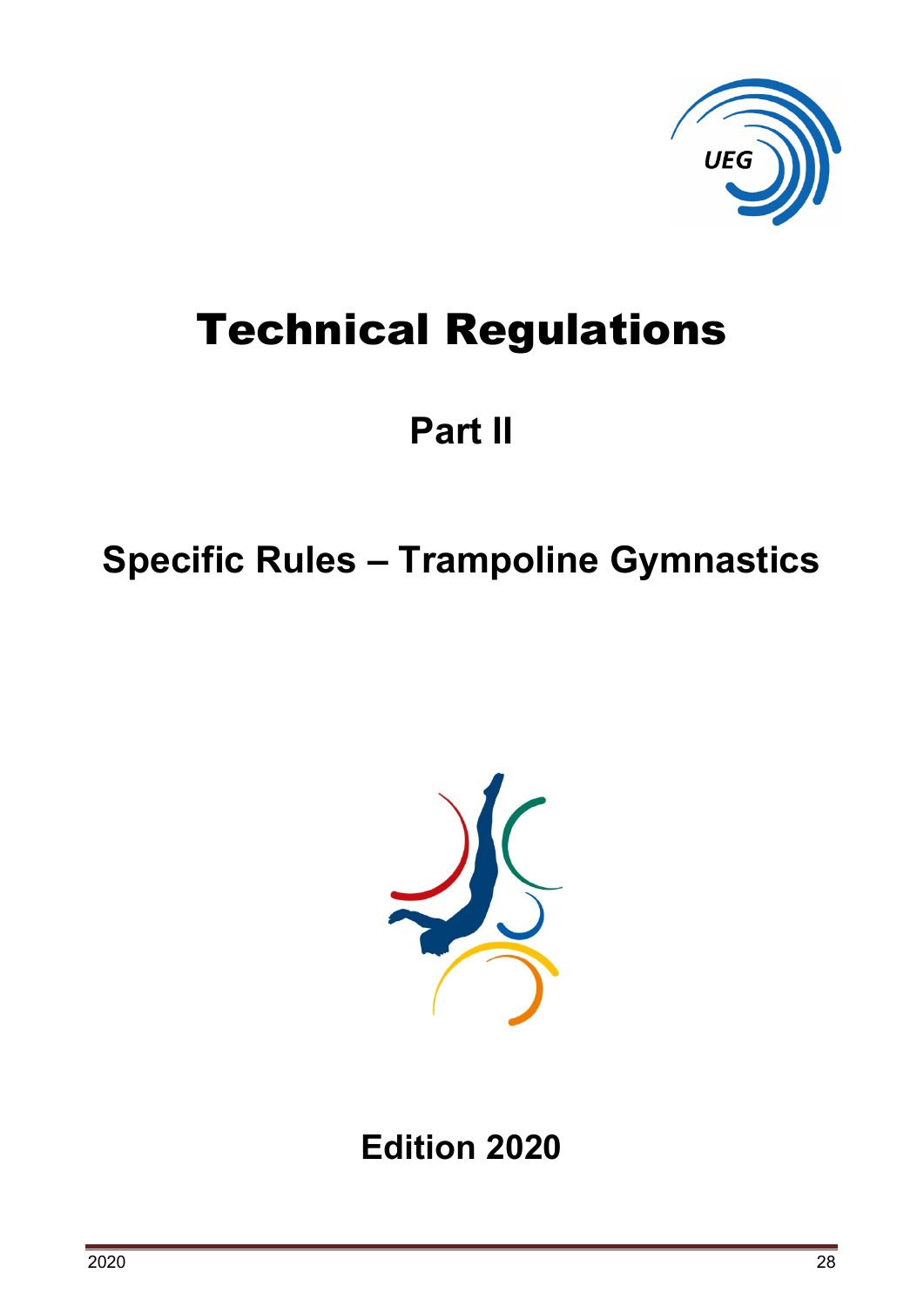# Technical Regulations

## Part II

## Specific Rules – Trampoline Gymnastics

## Edition 2020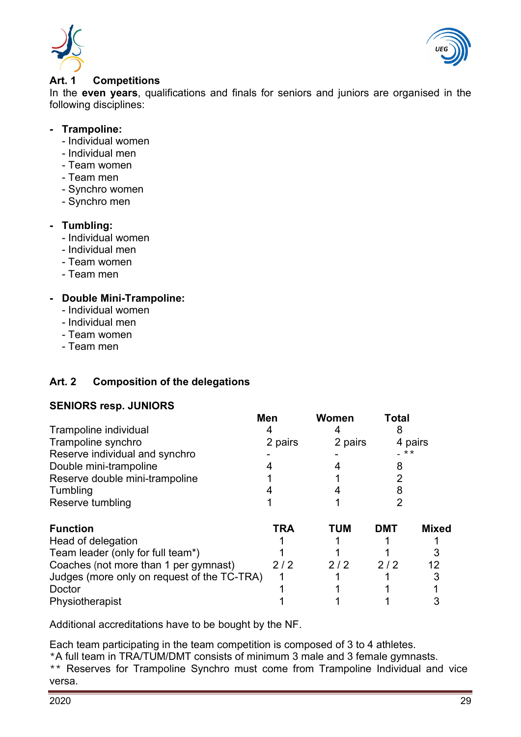## Art. 1 Competitions

In the **even years**, qualifications and finals for seniors and juniors are organised in the following disciplines:

- **Trampoline:**
  - Individual women
  - Individual men
  - Team women
  - Team men
  - Synchro women
  - Synchro men

- **Tumbling:**
  - Individual women
  - Individual men
  - Team women
  - Team men

- **Double Mini-Trampoline:**
  - Individual women
  - Individual men
  - Team women
  - Team men

## Art. 2 Composition of the delegations

**SENIORS resp. JUNIORS**

| | Men | Women | Total |
|---|---|---|---|
| Trampoline individual | 4 | 4 | 8 |
| Trampoline synchro | 2 pairs | 2 pairs | 4 pairs |
| Reserve individual and synchro | - | - | - ** |
| Double mini-trampoline | 4 | 4 | 8 |
| Reserve double mini-trampoline | 1 | 1 | 2 |
| Tumbling | 4 | 4 | 8 |
| Reserve tumbling | 1 | 1 | 2 |

| Function | TRA | TUM | DMT | Mixed |
|---|---|---|---|---|
| Head of delegation | 1 | 1 | 1 | 1 |
| Team leader (only for full team*) | 1 | 1 | 1 | 3 |
| Coaches (not more than 1 per gymnast) | 2 / 2 | 2 / 2 | 2 / 2 | 12 |
| Judges (more only on request of the TC-TRA) | 1 | 1 | 1 | 3 |
| Doctor | 1 | 1 | 1 | 1 |
| Physiotherapist | 1 | 1 | 1 | 3 |

Additional accreditations have to be bought by the NF.

Each team participating in the team competition is composed of 3 to 4 athletes.
*A full team in TRA/TUM/DMT consists of minimum 3 male and 3 female gymnasts.
** Reserves for Trampoline Synchro must come from Trampoline Individual and vice versa.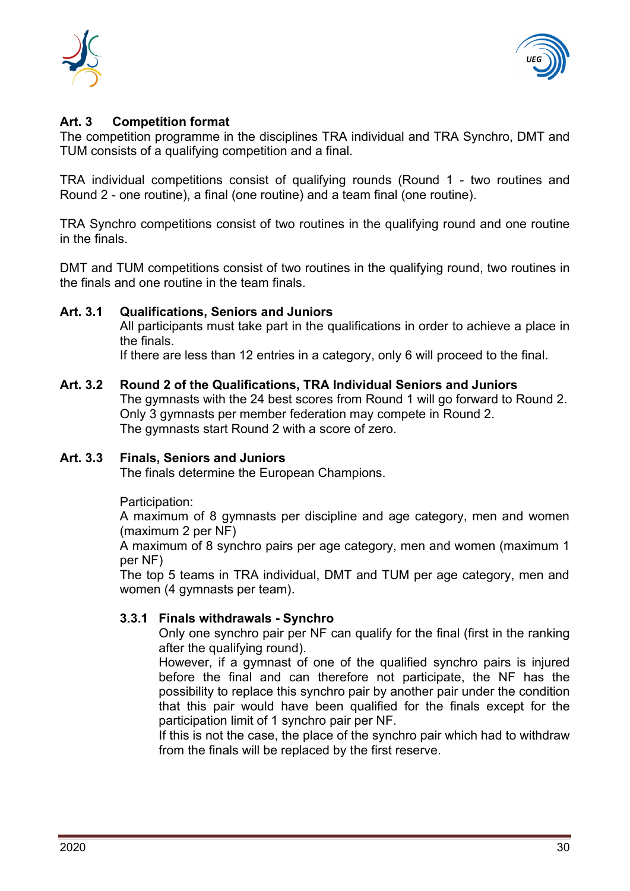## Art. 3 Competition format

The competition programme in the disciplines TRA individual and TRA Synchro, DMT and TUM consists of a qualifying competition and a final.

TRA individual competitions consist of qualifying rounds (Round 1 - two routines and Round 2 - one routine), a final (one routine) and a team final (one routine).

TRA Synchro competitions consist of two routines in the qualifying round and one routine in the finals.

DMT and TUM competitions consist of two routines in the qualifying round, two routines in the finals and one routine in the team finals.

### Art. 3.1 Qualifications, Seniors and Juniors

All participants must take part in the qualifications in order to achieve a place in the finals.
If there are less than 12 entries in a category, only 6 will proceed to the final.

### Art. 3.2 Round 2 of the Qualifications, TRA Individual Seniors and Juniors

The gymnasts with the 24 best scores from Round 1 will go forward to Round 2.
Only 3 gymnasts per member federation may compete in Round 2.
The gymnasts start Round 2 with a score of zero.

### Art. 3.3 Finals, Seniors and Juniors

The finals determine the European Champions.

Participation:
A maximum of 8 gymnasts per discipline and age category, men and women (maximum 2 per NF)
A maximum of 8 synchro pairs per age category, men and women (maximum 1 per NF)
The top 5 teams in TRA individual, DMT and TUM per age category, men and women (4 gymnasts per team).

#### 3.3.1 Finals withdrawals - Synchro

Only one synchro pair per NF can qualify for the final (first in the ranking after the qualifying round).
However, if a gymnast of one of the qualified synchro pairs is injured before the final and can therefore not participate, the NF has the possibility to replace this synchro pair by another pair under the condition that this pair would have been qualified for the finals except for the participation limit of 1 synchro pair per NF.
If this is not the case, the place of the synchro pair which had to withdraw from the finals will be replaced by the first reserve.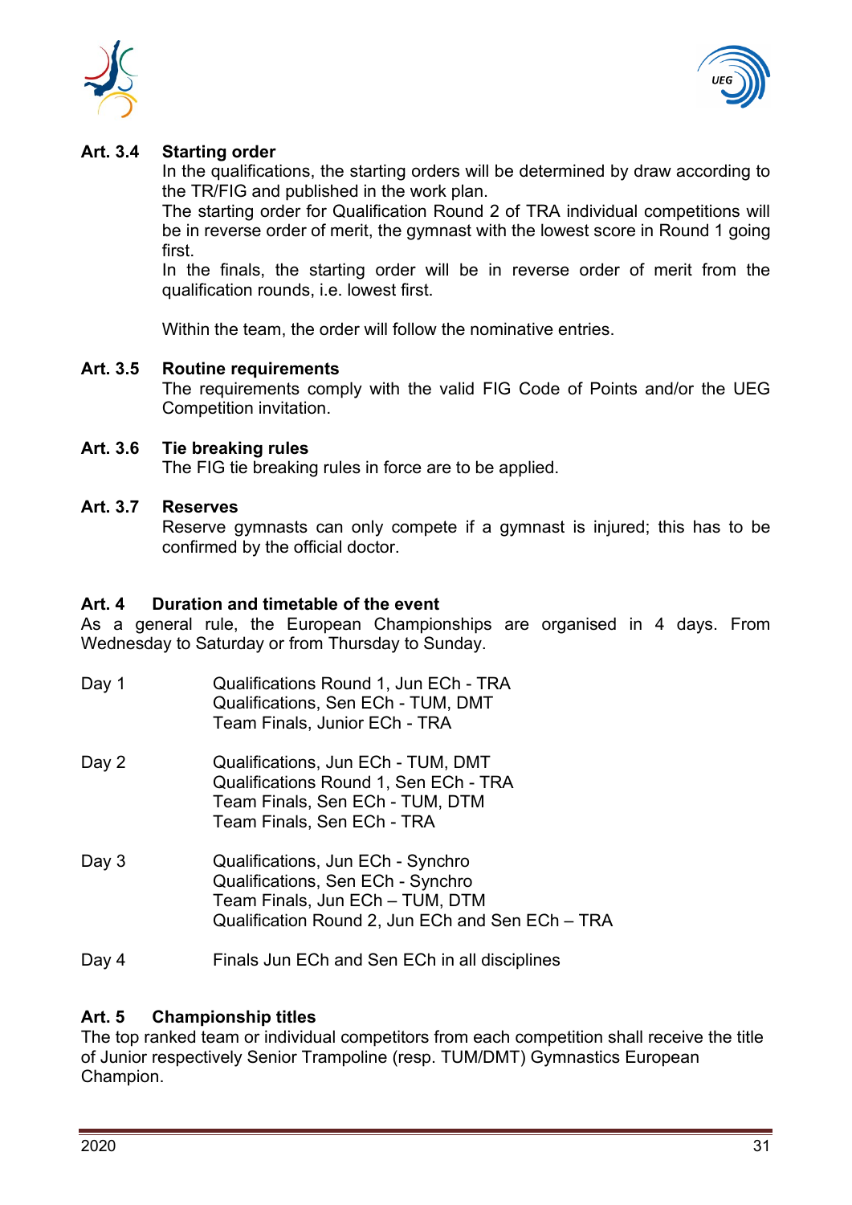**Art. 3.4 Starting order**

In the qualifications, the starting orders will be determined by draw according to the TR/FIG and published in the work plan.

The starting order for Qualification Round 2 of TRA individual competitions will be in reverse order of merit, the gymnast with the lowest score in Round 1 going first.

In the finals, the starting order will be in reverse order of merit from the qualification rounds, i.e. lowest first.

Within the team, the order will follow the nominative entries.

**Art. 3.5 Routine requirements**

The requirements comply with the valid FIG Code of Points and/or the UEG Competition invitation.

**Art. 3.6 Tie breaking rules**

The FIG tie breaking rules in force are to be applied.

**Art. 3.7 Reserves**

Reserve gymnasts can only compete if a gymnast is injured; this has to be confirmed by the official doctor.

**Art. 4 Duration and timetable of the event**

As a general rule, the European Championships are organised in 4 days. From Wednesday to Saturday or from Thursday to Sunday.

Day 1
- Qualifications Round 1, Jun ECh - TRA
- Qualifications, Sen ECh - TUM, DMT
- Team Finals, Junior ECh - TRA

Day 2
- Qualifications, Jun ECh - TUM, DMT
- Qualifications Round 1, Sen ECh - TRA
- Team Finals, Sen ECh - TUM, DTM
- Team Finals, Sen ECh - TRA

Day 3
- Qualifications, Jun ECh - Synchro
- Qualifications, Sen ECh - Synchro
- Team Finals, Jun ECh – TUM, DTM
- Qualification Round 2, Jun ECh and Sen ECh – TRA

Day 4
- Finals Jun ECh and Sen ECh in all disciplines

**Art. 5 Championship titles**

The top ranked team or individual competitors from each competition shall receive the title of Junior respectively Senior Trampoline (resp. TUM/DMT) Gymnastics European Champion.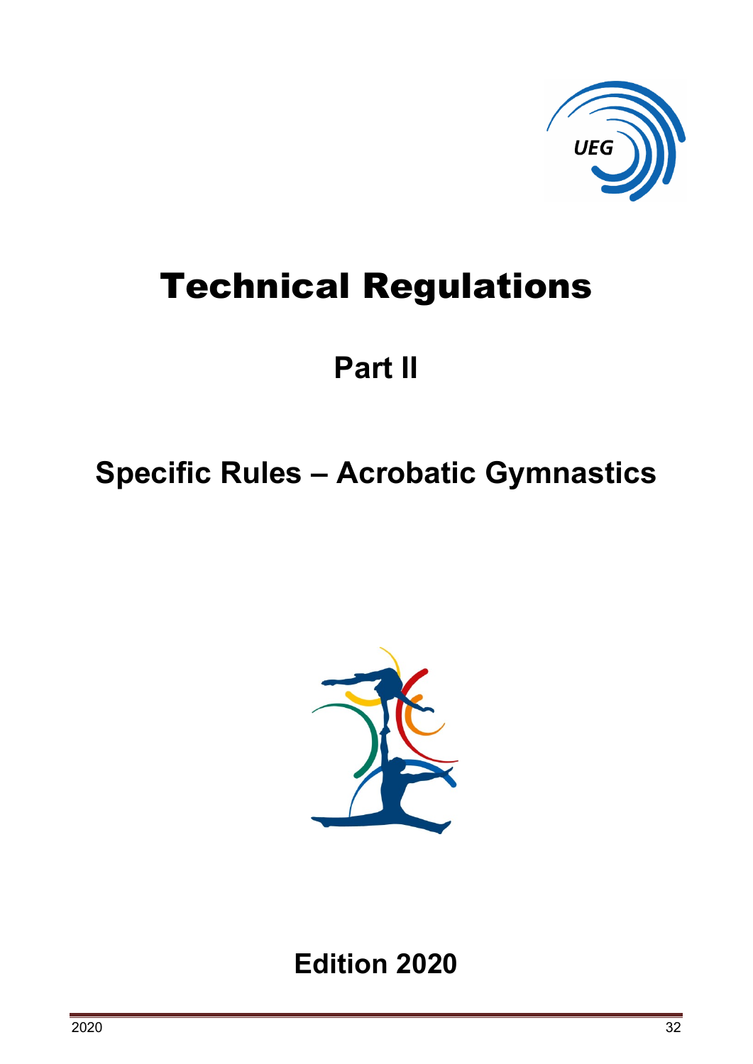# Technical Regulations

## Part II

## Specific Rules – Acrobatic Gymnastics

## Edition 2020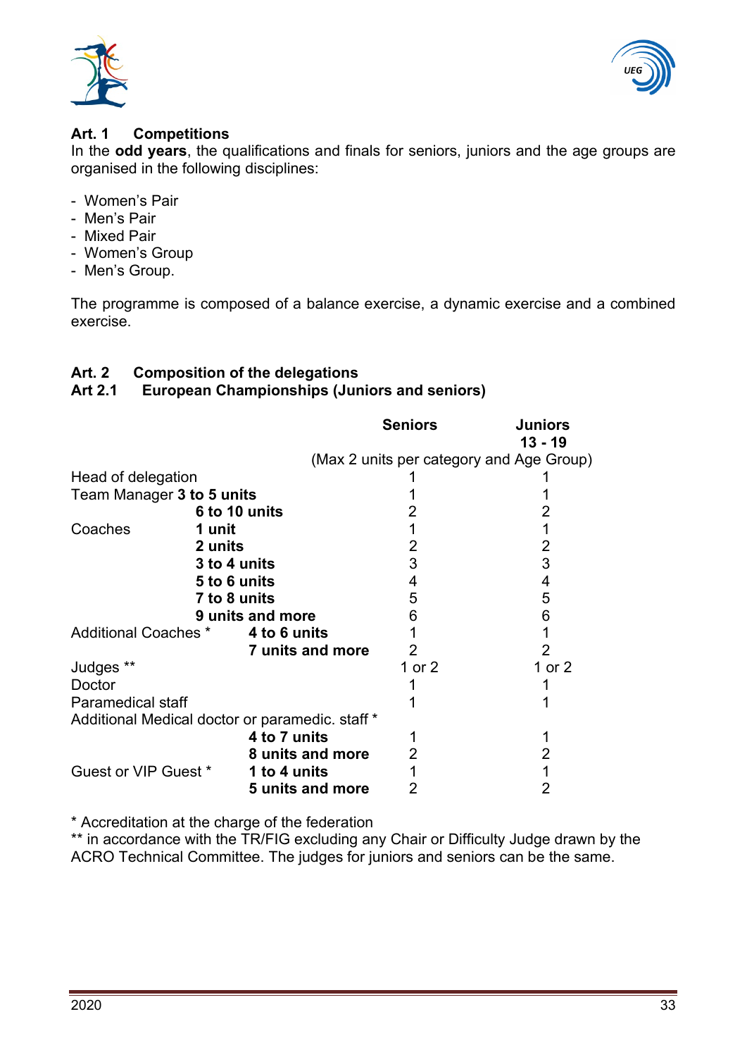**Art. 1 Competitions**

In the **odd years**, the qualifications and finals for seniors, juniors and the age groups are organised in the following disciplines:

- Women's Pair
- Men's Pair
- Mixed Pair
- Women's Group
- Men's Group.

The programme is composed of a balance exercise, a dynamic exercise and a combined exercise.

**Art. 2 Composition of the delegations**

**Art 2.1 European Championships (Juniors and seniors)**

| | | Seniors | Juniors 13 - 19 |
|---|---|---|---|
| | | (Max 2 units per category and Age Group) | |
| Head of delegation | | 1 | 1 |
| Team Manager | **3 to 5 units** | 1 | 1 |
| | **6 to 10 units** | 2 | 2 |
| Coaches | **1 unit** | 1 | 1 |
| | **2 units** | 2 | 2 |
| | **3 to 4 units** | 3 | 3 |
| | **5 to 6 units** | 4 | 4 |
| | **7 to 8 units** | 5 | 5 |
| | **9 units and more** | 6 | 6 |
| Additional Coaches * | **4 to 6 units** | 1 | 1 |
| | **7 units and more** | 2 | 2 |
| Judges ** | | 1 or 2 | 1 or 2 |
| Doctor | | 1 | 1 |
| Paramedical staff | | 1 | 1 |
| Additional Medical doctor or paramedic. staff * | | | |
| | **4 to 7 units** | 1 | 1 |
| | **8 units and more** | 2 | 2 |
| Guest or VIP Guest * | **1 to 4 units** | 1 | 1 |
| | **5 units and more** | 2 | 2 |

* Accreditation at the charge of the federation

** in accordance with the TR/FIG excluding any Chair or Difficulty Judge drawn by the ACRO Technical Committee. The judges for juniors and seniors can be the same.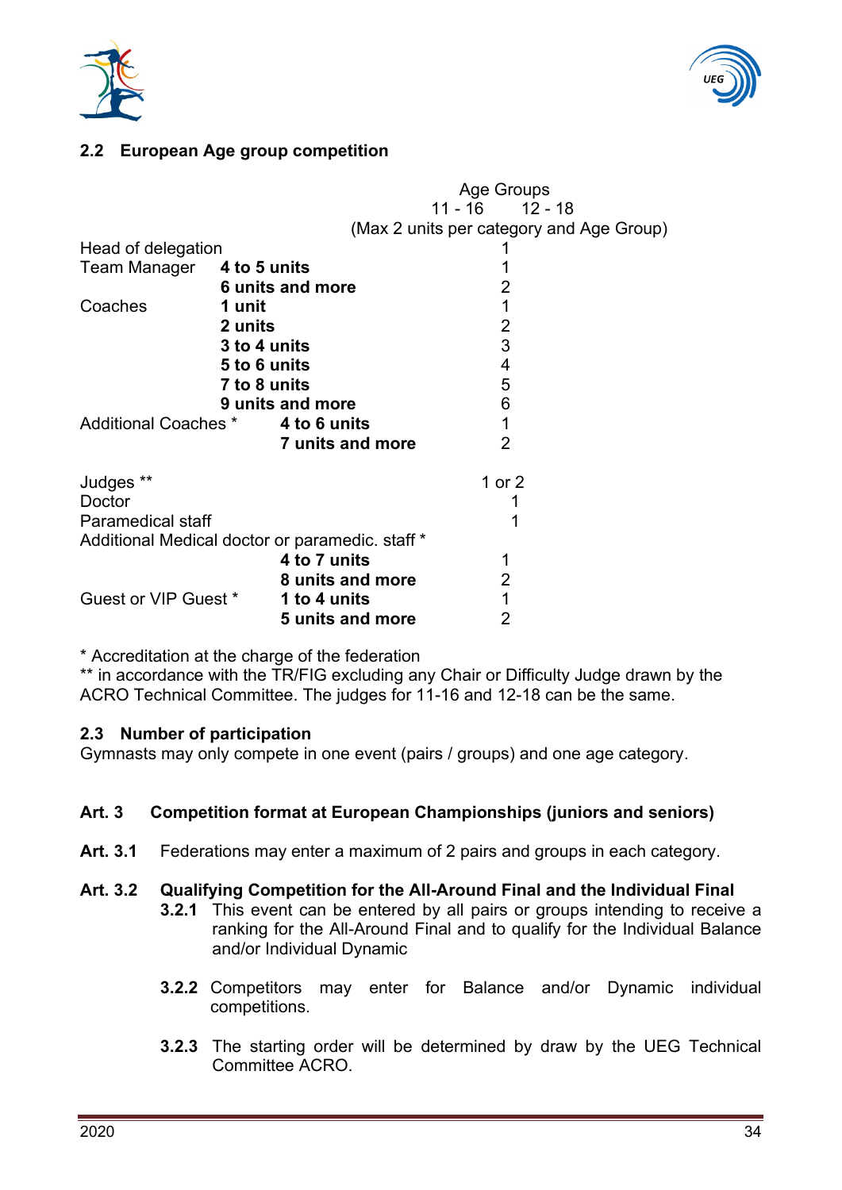### 2.2 European Age group competition

| | | Age Groups 11 - 16 / 12 - 18 (Max 2 units per category and Age Group) |
|---|---|---|
| Head of delegation | | 1 |
| Team Manager | **4 to 5 units** | 1 |
| | **6 units and more** | 2 |
| Coaches | **1 unit** | 1 |
| | **2 units** | 2 |
| | **3 to 4 units** | 3 |
| | **5 to 6 units** | 4 |
| | **7 to 8 units** | 5 |
| | **9 units and more** | 6 |
| Additional Coaches * | **4 to 6 units** | 1 |
| | **7 units and more** | 2 |
| | | |
| Judges ** | | 1 or 2 |
| Doctor | | 1 |
| Paramedical staff | | 1 |
| Additional Medical doctor or paramedic. staff * | | |
| | **4 to 7 units** | 1 |
| | **8 units and more** | 2 |
| Guest or VIP Guest * | **1 to 4 units** | 1 |
| | **5 units and more** | 2 |

\* Accreditation at the charge of the federation
** in accordance with the TR/FIG excluding any Chair or Difficulty Judge drawn by the ACRO Technical Committee. The judges for 11-16 and 12-18 can be the same.

### 2.3 Number of participation

Gymnasts may only compete in one event (pairs / groups) and one age category.

## Art. 3 Competition format at European Championships (juniors and seniors)

**Art. 3.1** Federations may enter a maximum of 2 pairs and groups in each category.

**Art. 3.2 Qualifying Competition for the All-Around Final and the Individual Final**

**3.2.1** This event can be entered by all pairs or groups intending to receive a ranking for the All-Around Final and to qualify for the Individual Balance and/or Individual Dynamic

**3.2.2** Competitors may enter for Balance and/or Dynamic individual competitions.

**3.2.3** The starting order will be determined by draw by the UEG Technical Committee ACRO.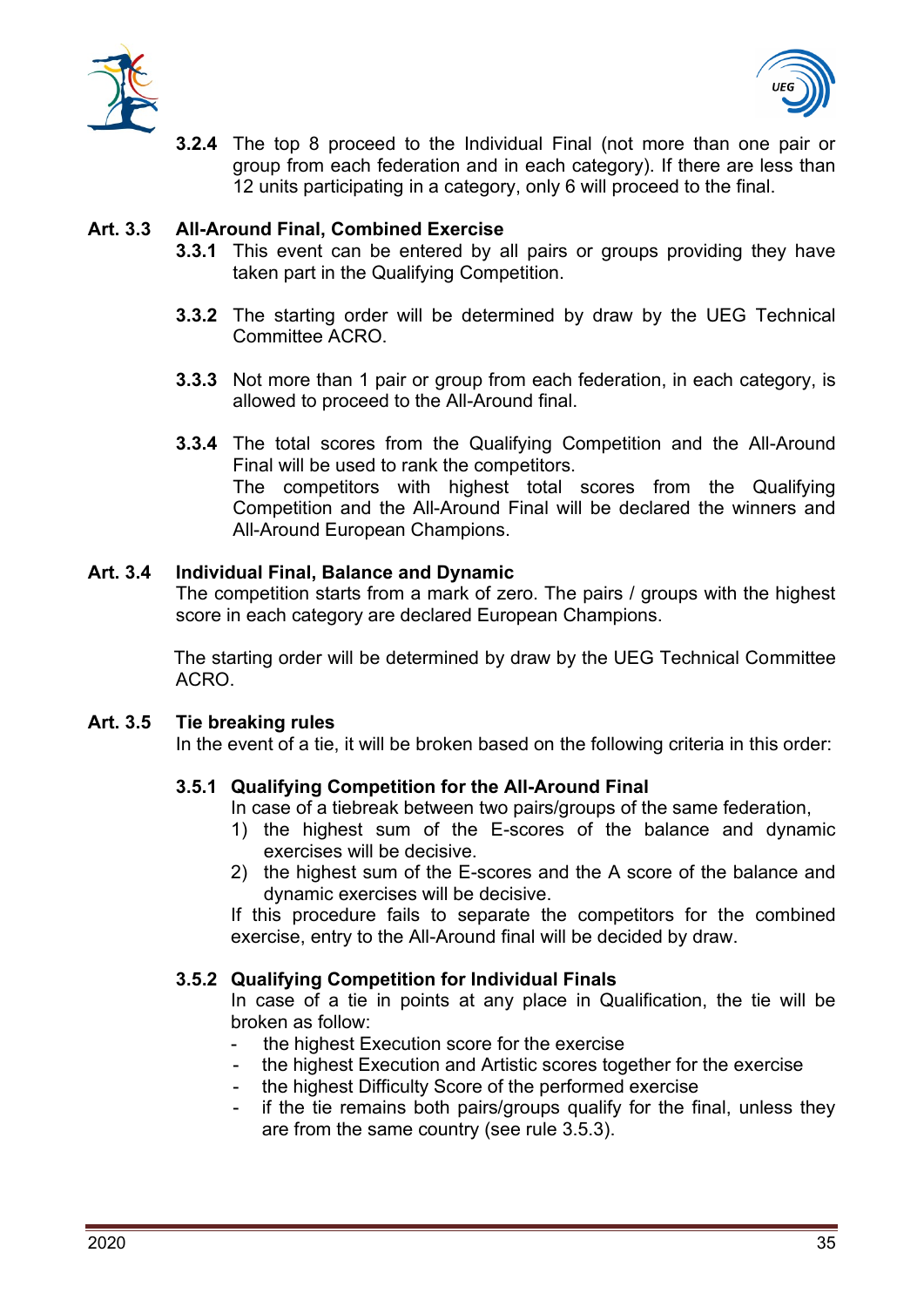**3.2.4** The top 8 proceed to the Individual Final (not more than one pair or group from each federation and in each category). If there are less than 12 units participating in a category, only 6 will proceed to the final.

## Art. 3.3 All-Around Final, Combined Exercise

**3.3.1** This event can be entered by all pairs or groups providing they have taken part in the Qualifying Competition.

**3.3.2** The starting order will be determined by draw by the UEG Technical Committee ACRO.

**3.3.3** Not more than 1 pair or group from each federation, in each category, is allowed to proceed to the All-Around final.

**3.3.4** The total scores from the Qualifying Competition and the All-Around Final will be used to rank the competitors.
The competitors with highest total scores from the Qualifying Competition and the All-Around Final will be declared the winners and All-Around European Champions.

## Art. 3.4 Individual Final, Balance and Dynamic

The competition starts from a mark of zero. The pairs / groups with the highest score in each category are declared European Champions.

The starting order will be determined by draw by the UEG Technical Committee ACRO.

## Art. 3.5 Tie breaking rules

In the event of a tie, it will be broken based on the following criteria in this order:

### 3.5.1 Qualifying Competition for the All-Around Final

In case of a tiebreak between two pairs/groups of the same federation,

1) the highest sum of the E-scores of the balance and dynamic exercises will be decisive.
2) the highest sum of the E-scores and the A score of the balance and dynamic exercises will be decisive.

If this procedure fails to separate the competitors for the combined exercise, entry to the All-Around final will be decided by draw.

### 3.5.2 Qualifying Competition for Individual Finals

In case of a tie in points at any place in Qualification, the tie will be broken as follow:

- the highest Execution score for the exercise
- the highest Execution and Artistic scores together for the exercise
- the highest Difficulty Score of the performed exercise
- if the tie remains both pairs/groups qualify for the final, unless they are from the same country (see rule 3.5.3).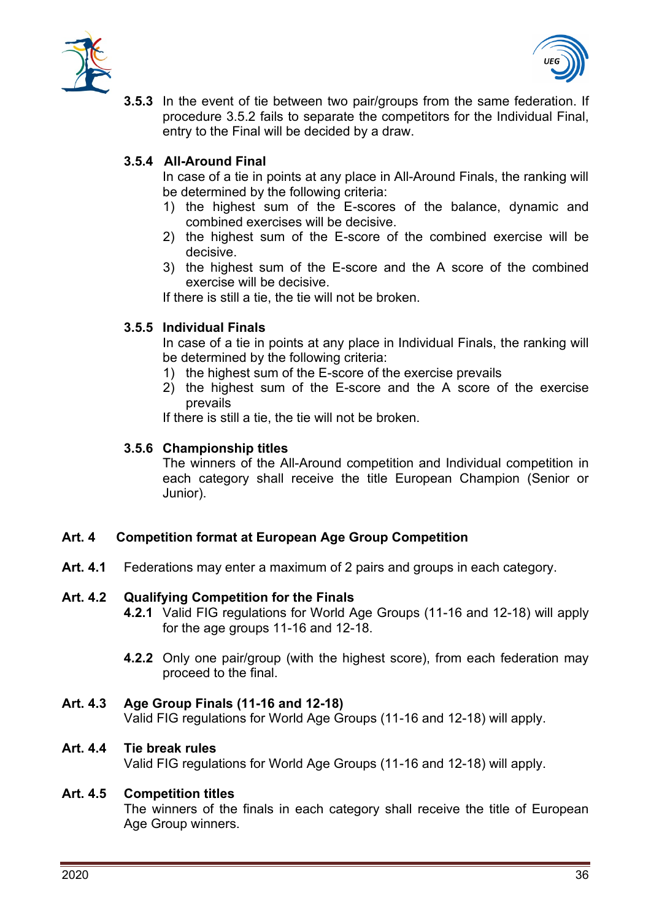**3.5.3** In the event of tie between two pair/groups from the same federation. If procedure 3.5.2 fails to separate the competitors for the Individual Final, entry to the Final will be decided by a draw.

**3.5.4 All-Around Final**

In case of a tie in points at any place in All-Around Finals, the ranking will be determined by the following criteria:

1) the highest sum of the E-scores of the balance, dynamic and combined exercises will be decisive.
2) the highest sum of the E-score of the combined exercise will be decisive.
3) the highest sum of the E-score and the A score of the combined exercise will be decisive.

If there is still a tie, the tie will not be broken.

**3.5.5 Individual Finals**

In case of a tie in points at any place in Individual Finals, the ranking will be determined by the following criteria:

1) the highest sum of the E-score of the exercise prevails
2) the highest sum of the E-score and the A score of the exercise prevails

If there is still a tie, the tie will not be broken.

**3.5.6 Championship titles**

The winners of the All-Around competition and Individual competition in each category shall receive the title European Champion (Senior or Junior).

## Art. 4 Competition format at European Age Group Competition

**Art. 4.1** Federations may enter a maximum of 2 pairs and groups in each category.

**Art. 4.2 Qualifying Competition for the Finals**

**4.2.1** Valid FIG regulations for World Age Groups (11-16 and 12-18) will apply for the age groups 11-16 and 12-18.

**4.2.2** Only one pair/group (with the highest score), from each federation may proceed to the final.

**Art. 4.3 Age Group Finals (11-16 and 12-18)**

Valid FIG regulations for World Age Groups (11-16 and 12-18) will apply.

**Art. 4.4 Tie break rules**

Valid FIG regulations for World Age Groups (11-16 and 12-18) will apply.

**Art. 4.5 Competition titles**

The winners of the finals in each category shall receive the title of European Age Group winners.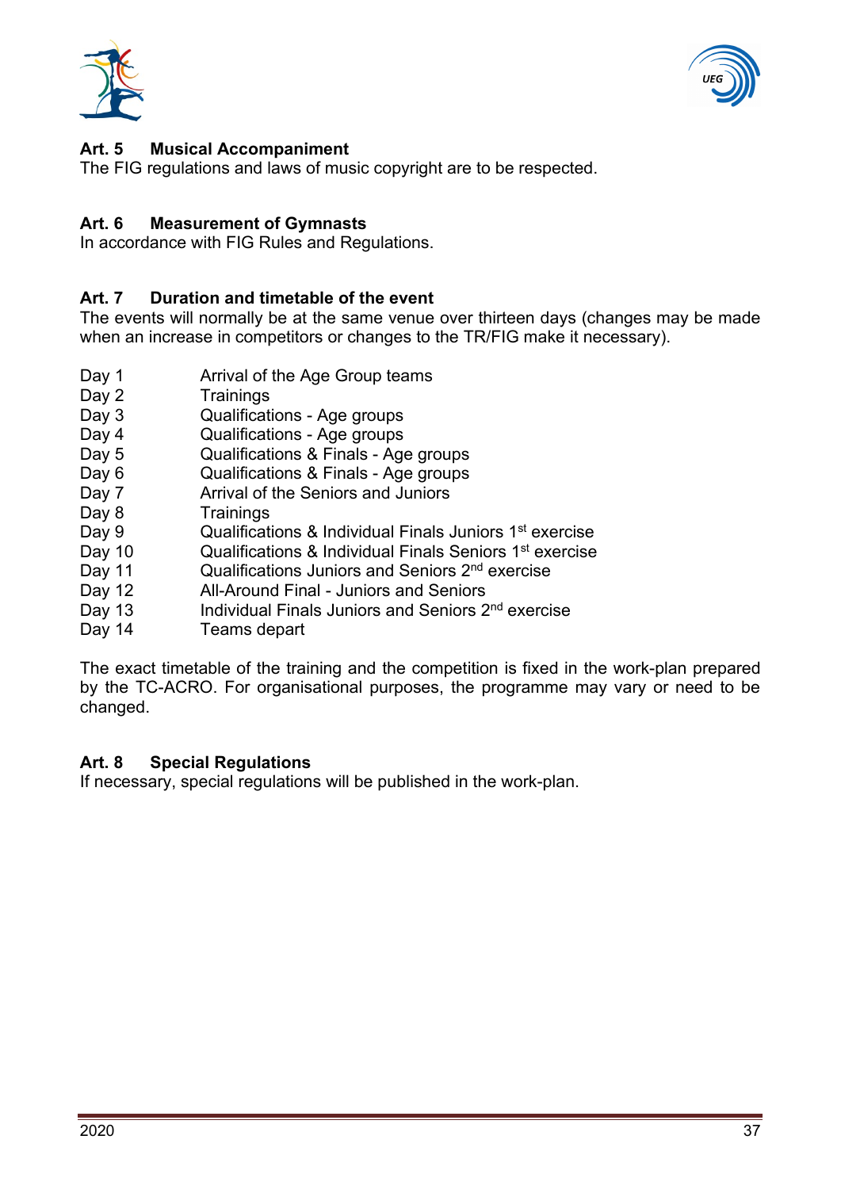### Art. 5 Musical Accompaniment

The FIG regulations and laws of music copyright are to be respected.

### Art. 6 Measurement of Gymnasts

In accordance with FIG Rules and Regulations.

### Art. 7 Duration and timetable of the event

The events will normally be at the same venue over thirteen days (changes may be made when an increase in competitors or changes to the TR/FIG make it necessary).

| | |
|---|---|
| Day 1 | Arrival of the Age Group teams |
| Day 2 | Trainings |
| Day 3 | Qualifications - Age groups |
| Day 4 | Qualifications - Age groups |
| Day 5 | Qualifications & Finals - Age groups |
| Day 6 | Qualifications & Finals - Age groups |
| Day 7 | Arrival of the Seniors and Juniors |
| Day 8 | Trainings |
| Day 9 | Qualifications & Individual Finals Juniors 1st exercise |
| Day 10 | Qualifications & Individual Finals Seniors 1st exercise |
| Day 11 | Qualifications Juniors and Seniors 2nd exercise |
| Day 12 | All-Around Final - Juniors and Seniors |
| Day 13 | Individual Finals Juniors and Seniors 2nd exercise |
| Day 14 | Teams depart |

The exact timetable of the training and the competition is fixed in the work-plan prepared by the TC-ACRO. For organisational purposes, the programme may vary or need to be changed.

### Art. 8 Special Regulations

If necessary, special regulations will be published in the work-plan.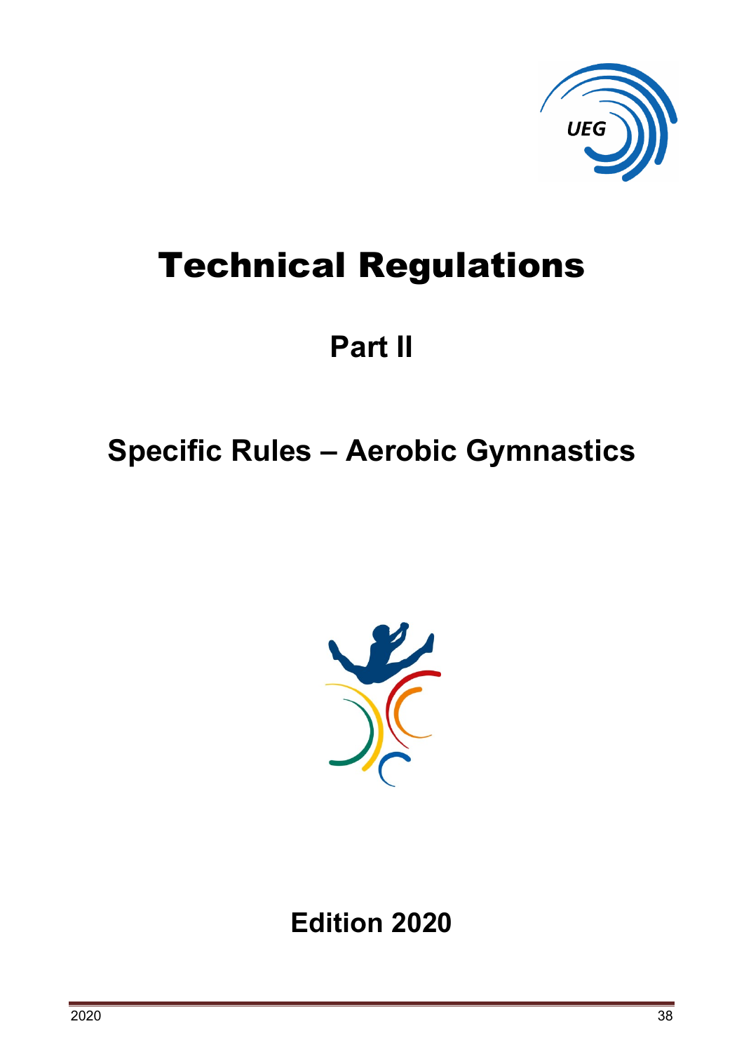# Technical Regulations

## Part II

## Specific Rules – Aerobic Gymnastics

## Edition 2020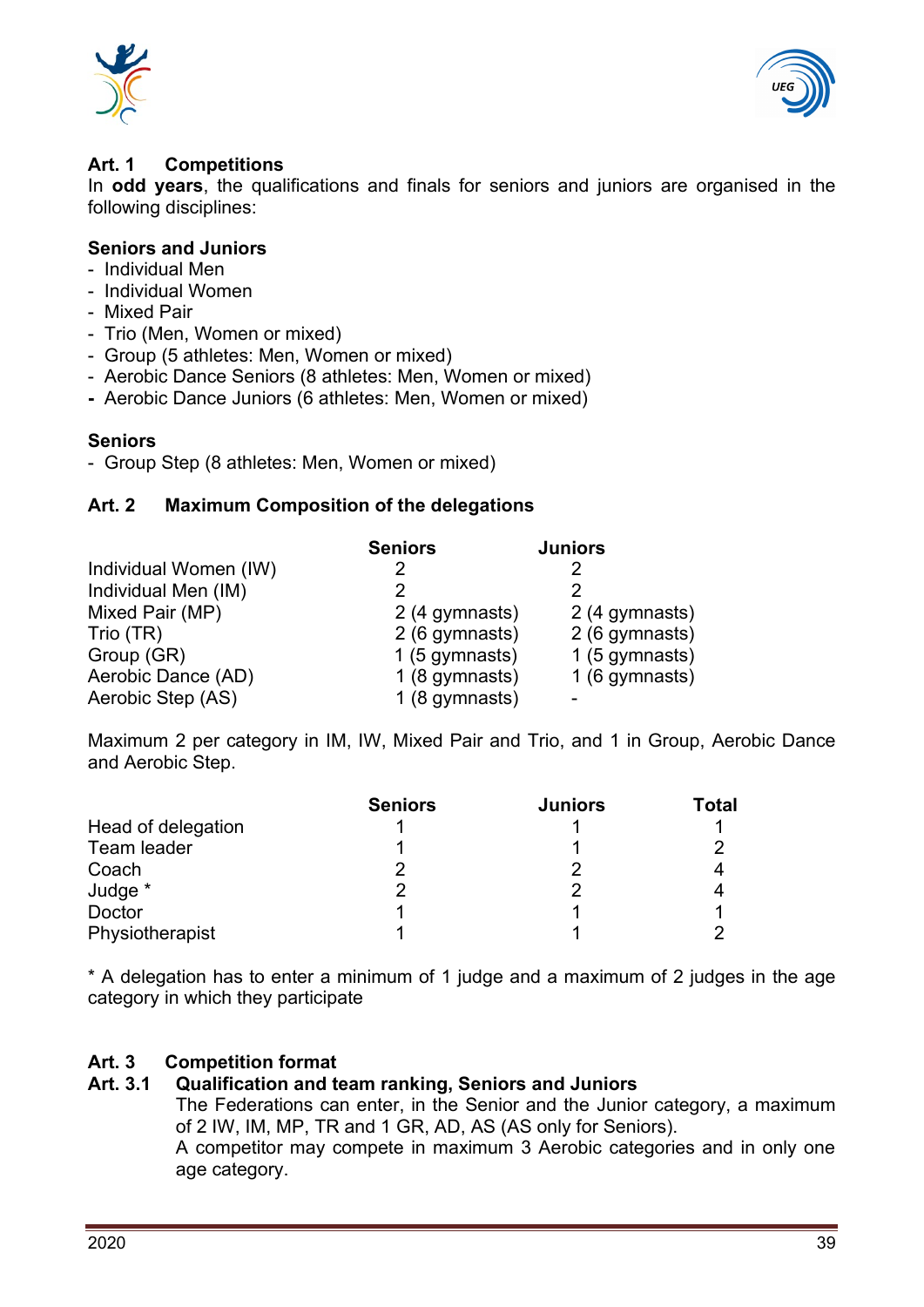## Art. 1 Competitions

In **odd years**, the qualifications and finals for seniors and juniors are organised in the following disciplines:

**Seniors and Juniors**

- Individual Men
- Individual Women
- Mixed Pair
- Trio (Men, Women or mixed)
- Group (5 athletes: Men, Women or mixed)
- Aerobic Dance Seniors (8 athletes: Men, Women or mixed)
- Aerobic Dance Juniors (6 athletes: Men, Women or mixed)

**Seniors**

- Group Step (8 athletes: Men, Women or mixed)

## Art. 2 Maximum Composition of the delegations

| | Seniors | Juniors |
|---|---|---|
| Individual Women (IW) | 2 | 2 |
| Individual Men (IM) | 2 | 2 |
| Mixed Pair (MP) | 2 (4 gymnasts) | 2 (4 gymnasts) |
| Trio (TR) | 2 (6 gymnasts) | 2 (6 gymnasts) |
| Group (GR) | 1 (5 gymnasts) | 1 (5 gymnasts) |
| Aerobic Dance (AD) | 1 (8 gymnasts) | 1 (6 gymnasts) |
| Aerobic Step (AS) | 1 (8 gymnasts) | - |

Maximum 2 per category in IM, IW, Mixed Pair and Trio, and 1 in Group, Aerobic Dance and Aerobic Step.

| | Seniors | Juniors | Total |
|---|---|---|---|
| Head of delegation | 1 | 1 | 1 |
| Team leader | 1 | 1 | 2 |
| Coach | 2 | 2 | 4 |
| Judge * | 2 | 2 | 4 |
| Doctor | 1 | 1 | 1 |
| Physiotherapist | 1 | 1 | 2 |

* A delegation has to enter a minimum of 1 judge and a maximum of 2 judges in the age category in which they participate

## Art. 3 Competition format

### Art. 3.1 Qualification and team ranking, Seniors and Juniors

The Federations can enter, in the Senior and the Junior category, a maximum of 2 IW, IM, MP, TR and 1 GR, AD, AS (AS only for Seniors).
A competitor may compete in maximum 3 Aerobic categories and in only one age category.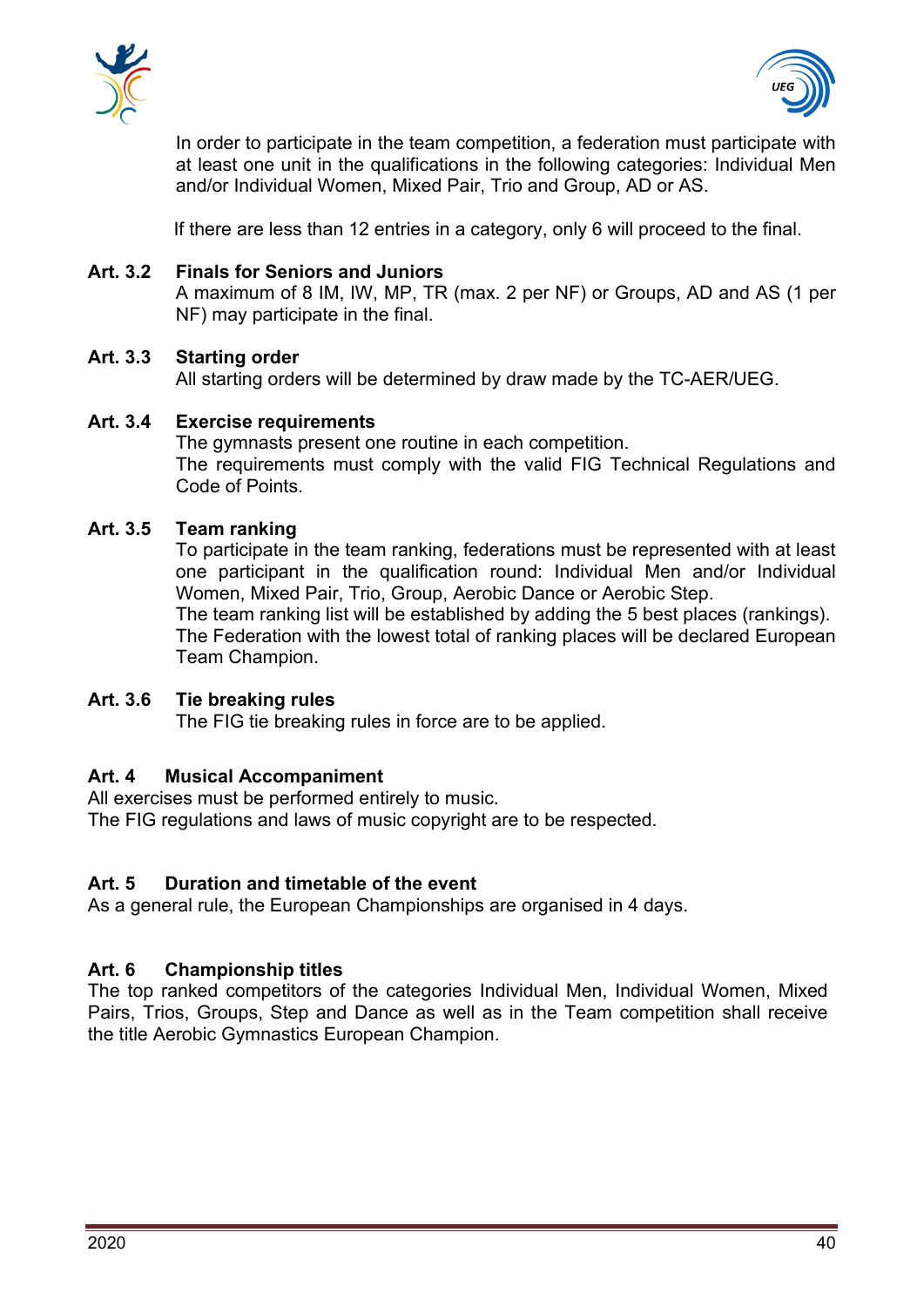In order to participate in the team competition, a federation must participate with at least one unit in the qualifications in the following categories: Individual Men and/or Individual Women, Mixed Pair, Trio and Group, AD or AS.

If there are less than 12 entries in a category, only 6 will proceed to the final.

**Art. 3.2 Finals for Seniors and Juniors**

A maximum of 8 IM, IW, MP, TR (max. 2 per NF) or Groups, AD and AS (1 per NF) may participate in the final.

**Art. 3.3 Starting order**

All starting orders will be determined by draw made by the TC-AER/UEG.

**Art. 3.4 Exercise requirements**

The gymnasts present one routine in each competition.
The requirements must comply with the valid FIG Technical Regulations and Code of Points.

**Art. 3.5 Team ranking**

To participate in the team ranking, federations must be represented with at least one participant in the qualification round: Individual Men and/or Individual Women, Mixed Pair, Trio, Group, Aerobic Dance or Aerobic Step.
The team ranking list will be established by adding the 5 best places (rankings).
The Federation with the lowest total of ranking places will be declared European Team Champion.

**Art. 3.6 Tie breaking rules**

The FIG tie breaking rules in force are to be applied.

## Art. 4 Musical Accompaniment

All exercises must be performed entirely to music.
The FIG regulations and laws of music copyright are to be respected.

## Art. 5 Duration and timetable of the event

As a general rule, the European Championships are organised in 4 days.

## Art. 6 Championship titles

The top ranked competitors of the categories Individual Men, Individual Women, Mixed Pairs, Trios, Groups, Step and Dance as well as in the Team competition shall receive the title Aerobic Gymnastics European Champion.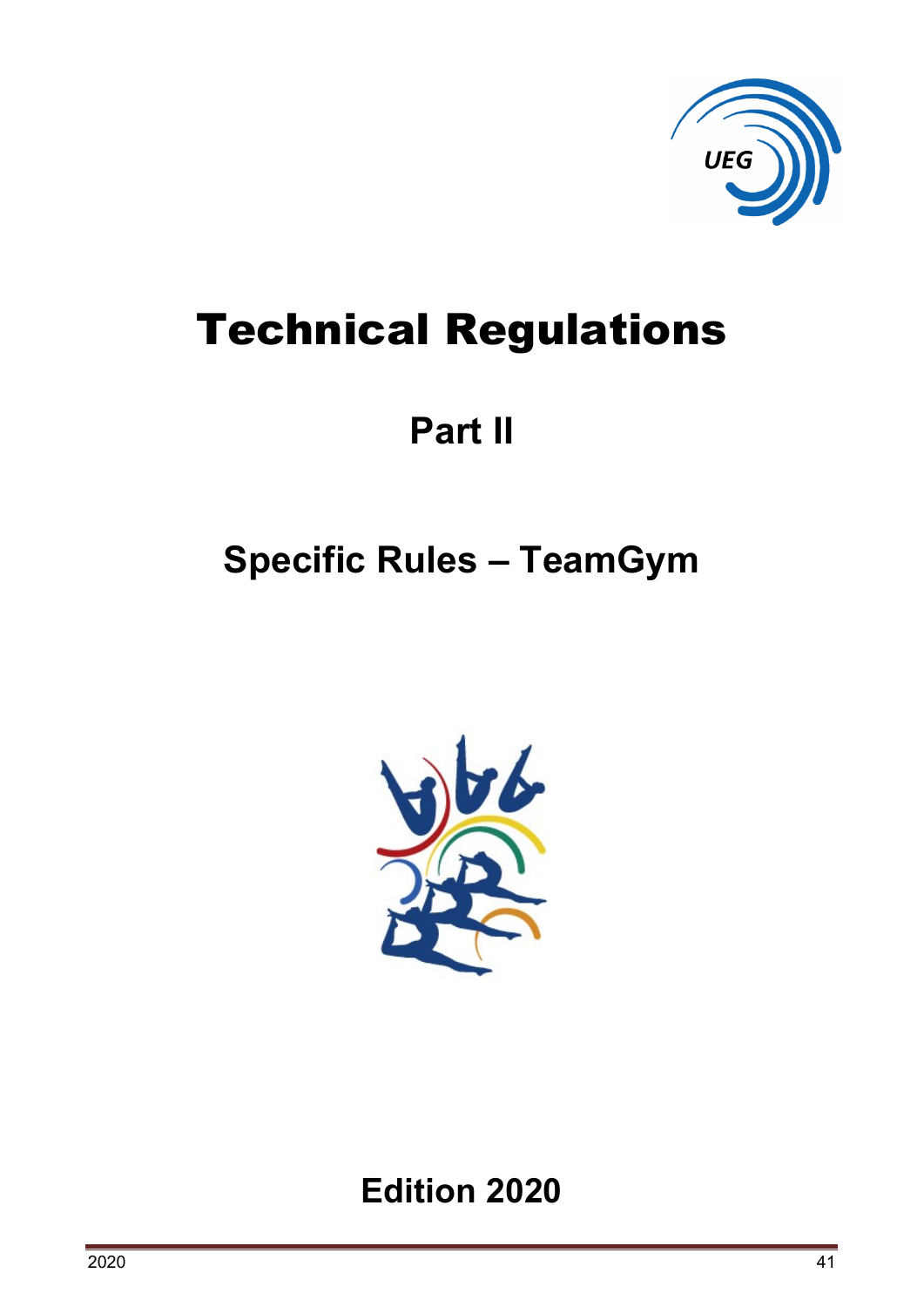# Technical Regulations

## Part II

## Specific Rules – TeamGym

## Edition 2020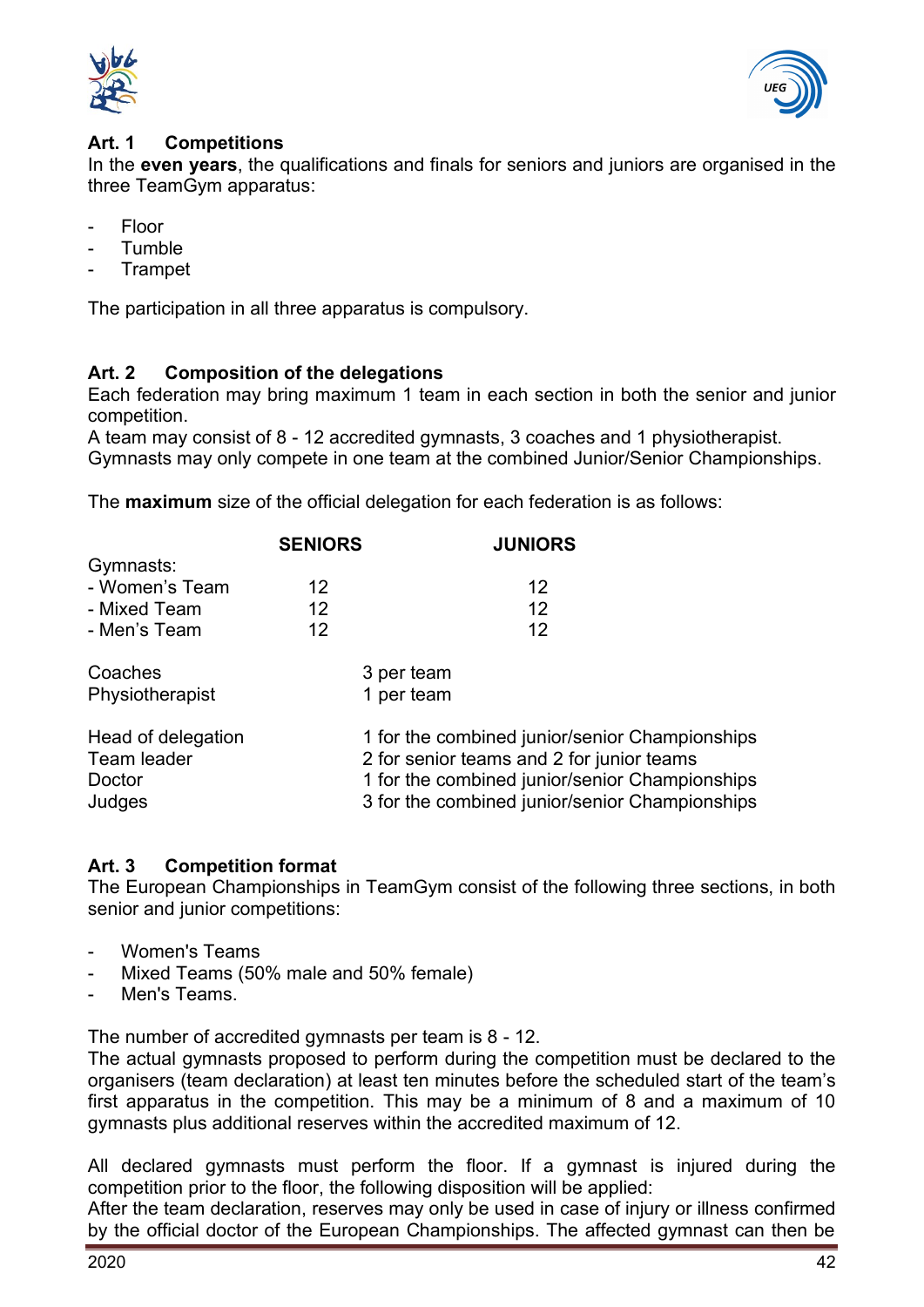### Art. 1 Competitions

In the **even years**, the qualifications and finals for seniors and juniors are organised in the three TeamGym apparatus:

- Floor
- Tumble
- Trampet

The participation in all three apparatus is compulsory.

### Art. 2 Composition of the delegations

Each federation may bring maximum 1 team in each section in both the senior and junior competition.
A team may consist of 8 - 12 accredited gymnasts, 3 coaches and 1 physiotherapist.
Gymnasts may only compete in one team at the combined Junior/Senior Championships.

The **maximum** size of the official delegation for each federation is as follows:

| | **SENIORS** | **JUNIORS** |
|---|---|---|
| Gymnasts: | | |
| - Women's Team | 12 | 12 |
| - Mixed Team | 12 | 12 |
| - Men's Team | 12 | 12 |
| Coaches | 3 per team | |
| Physiotherapist | 1 per team | |
| Head of delegation | 1 for the combined junior/senior Championships | |
| Team leader | 2 for senior teams and 2 for junior teams | |
| Doctor | 1 for the combined junior/senior Championships | |
| Judges | 3 for the combined junior/senior Championships | |

### Art. 3 Competition format

The European Championships in TeamGym consist of the following three sections, in both senior and junior competitions:

- Women's Teams
- Mixed Teams (50% male and 50% female)
- Men's Teams.

The number of accredited gymnasts per team is 8 - 12.
The actual gymnasts proposed to perform during the competition must be declared to the organisers (team declaration) at least ten minutes before the scheduled start of the team's first apparatus in the competition. This may be a minimum of 8 and a maximum of 10 gymnasts plus additional reserves within the accredited maximum of 12.

All declared gymnasts must perform the floor. If a gymnast is injured during the competition prior to the floor, the following disposition will be applied:
After the team declaration, reserves may only be used in case of injury or illness confirmed by the official doctor of the European Championships. The affected gymnast can then be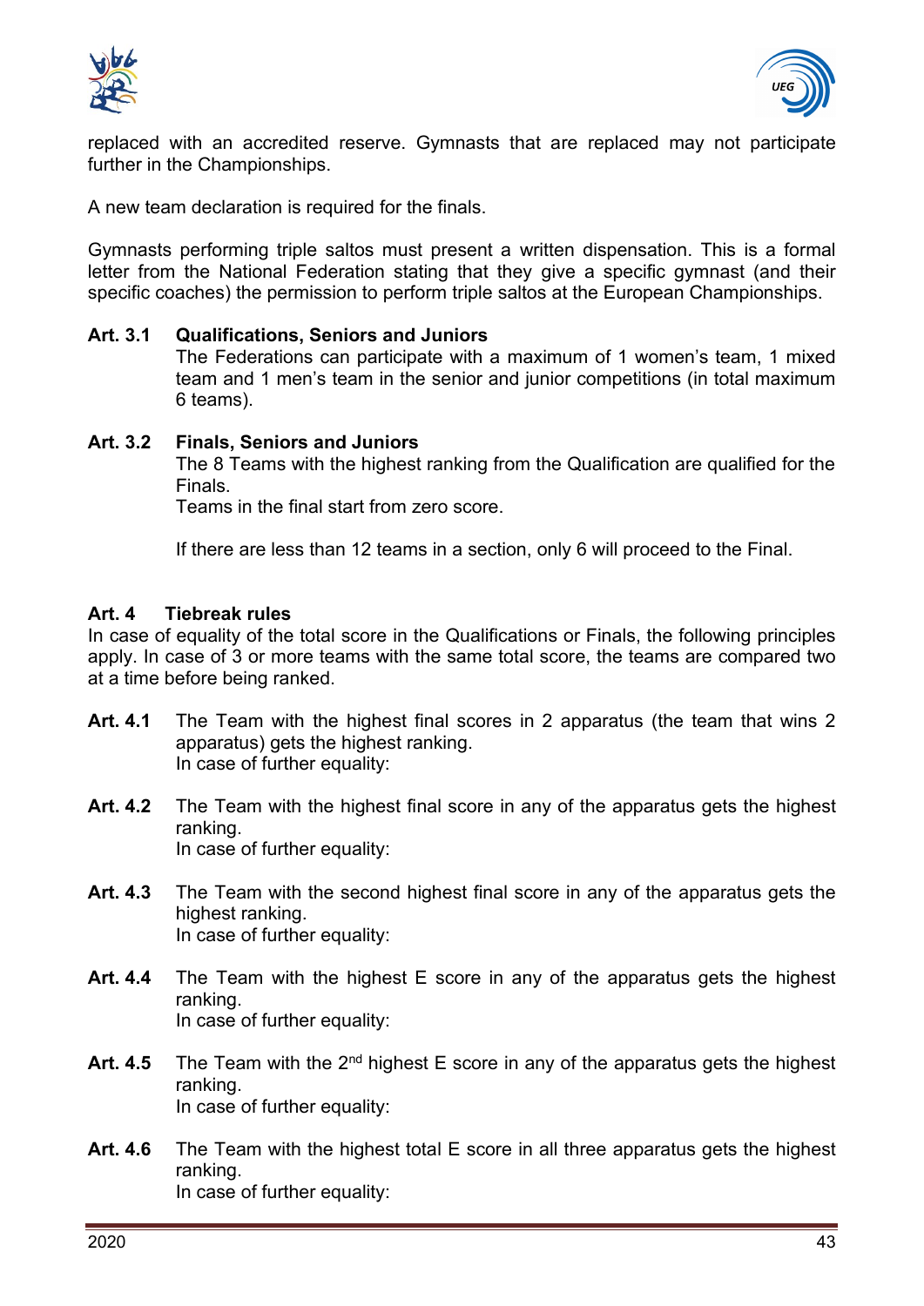replaced with an accredited reserve. Gymnasts that are replaced may not participate further in the Championships.

A new team declaration is required for the finals.

Gymnasts performing triple saltos must present a written dispensation. This is a formal letter from the National Federation stating that they give a specific gymnast (and their specific coaches) the permission to perform triple saltos at the European Championships.

**Art. 3.1 Qualifications, Seniors and Juniors**

The Federations can participate with a maximum of 1 women's team, 1 mixed team and 1 men's team in the senior and junior competitions (in total maximum 6 teams).

**Art. 3.2 Finals, Seniors and Juniors**

The 8 Teams with the highest ranking from the Qualification are qualified for the Finals.
Teams in the final start from zero score.

If there are less than 12 teams in a section, only 6 will proceed to the Final.

**Art. 4 Tiebreak rules**

In case of equality of the total score in the Qualifications or Finals, the following principles apply. In case of 3 or more teams with the same total score, the teams are compared two at a time before being ranked.

**Art. 4.1** The Team with the highest final scores in 2 apparatus (the team that wins 2 apparatus) gets the highest ranking.
In case of further equality:

**Art. 4.2** The Team with the highest final score in any of the apparatus gets the highest ranking.
In case of further equality:

**Art. 4.3** The Team with the second highest final score in any of the apparatus gets the highest ranking.
In case of further equality:

**Art. 4.4** The Team with the highest E score in any of the apparatus gets the highest ranking.
In case of further equality:

**Art. 4.5** The Team with the $2^{nd}$ highest E score in any of the apparatus gets the highest ranking.
In case of further equality:

**Art. 4.6** The Team with the highest total E score in all three apparatus gets the highest ranking.
In case of further equality: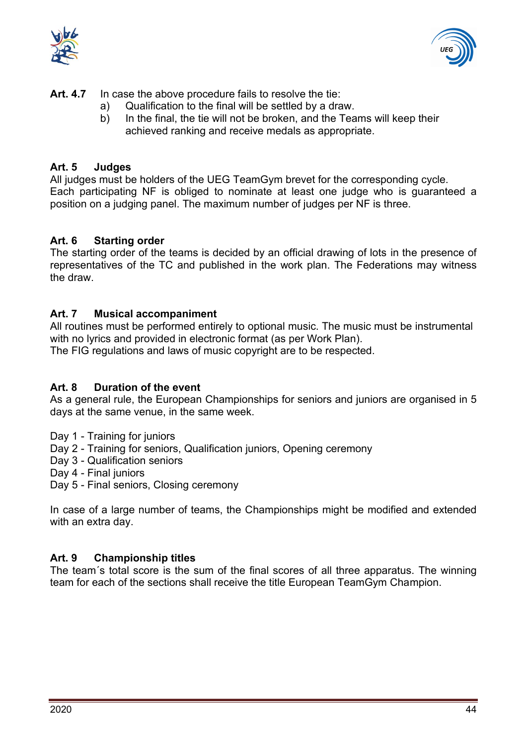**Art. 4.7** In case the above procedure fails to resolve the tie:

a) Qualification to the final will be settled by a draw.

b) In the final, the tie will not be broken, and the Teams will keep their achieved ranking and receive medals as appropriate.

## Art. 5 Judges

All judges must be holders of the UEG TeamGym brevet for the corresponding cycle.
Each participating NF is obliged to nominate at least one judge who is guaranteed a position on a judging panel. The maximum number of judges per NF is three.

## Art. 6 Starting order

The starting order of the teams is decided by an official drawing of lots in the presence of representatives of the TC and published in the work plan. The Federations may witness the draw.

## Art. 7 Musical accompaniment

All routines must be performed entirely to optional music. The music must be instrumental with no lyrics and provided in electronic format (as per Work Plan).
The FIG regulations and laws of music copyright are to be respected.

## Art. 8 Duration of the event

As a general rule, the European Championships for seniors and juniors are organised in 5 days at the same venue, in the same week.

Day 1 - Training for juniors
Day 2 - Training for seniors, Qualification juniors, Opening ceremony
Day 3 - Qualification seniors
Day 4 - Final juniors
Day 5 - Final seniors, Closing ceremony

In case of a large number of teams, the Championships might be modified and extended with an extra day.

## Art. 9 Championship titles

The team´s total score is the sum of the final scores of all three apparatus. The winning team for each of the sections shall receive the title European TeamGym Champion.